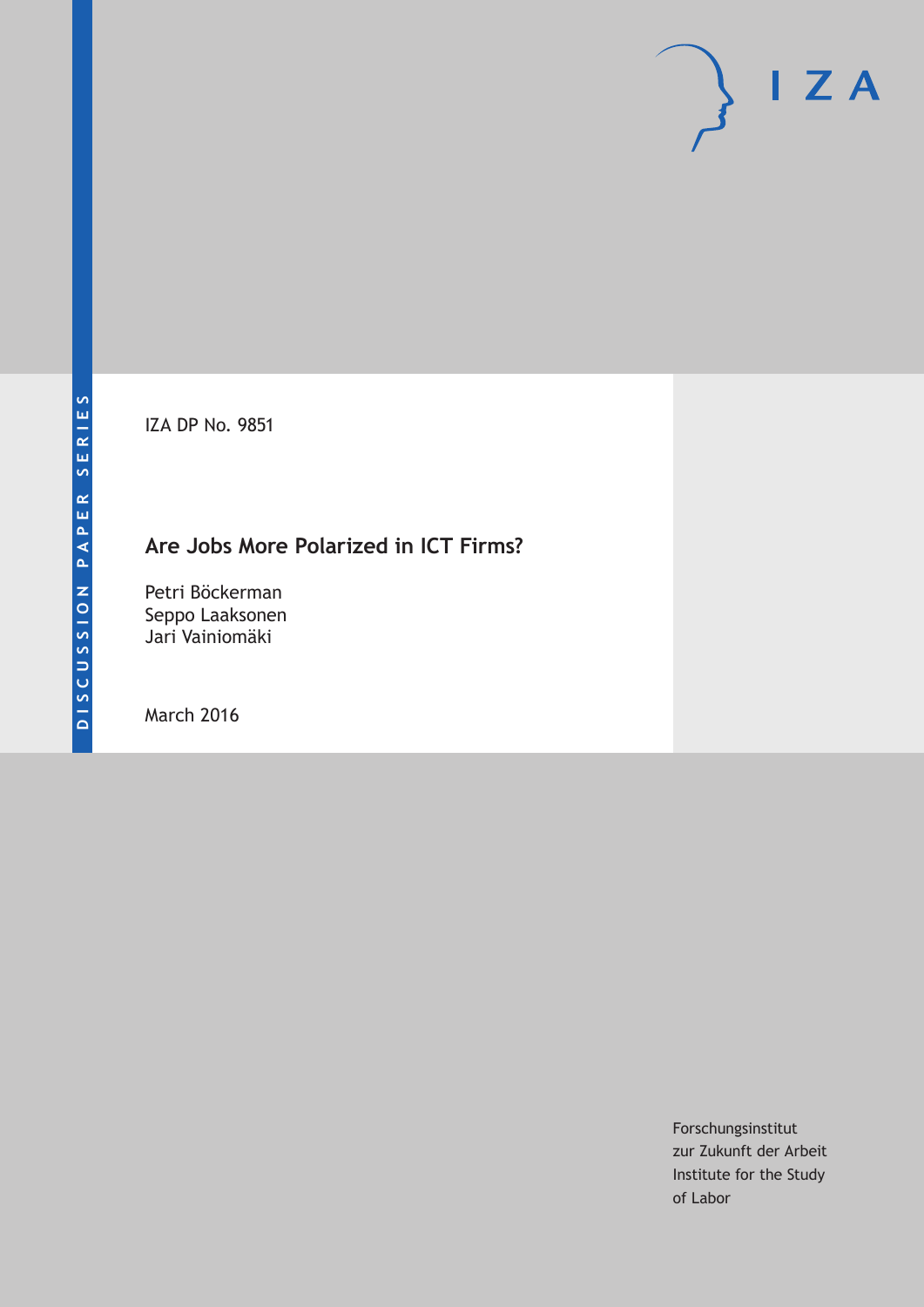DISCUSSION PAPER SERIES

IZA DP No. 9851

# Are Jobs More Polarized in ICT Firms?

Petri Böckerman
Seppo Laaksonen
Jari Vainiomäki

March 2016

Forschungsinstitut
zur Zukunft der Arbeit
Institute for the Study
of Labor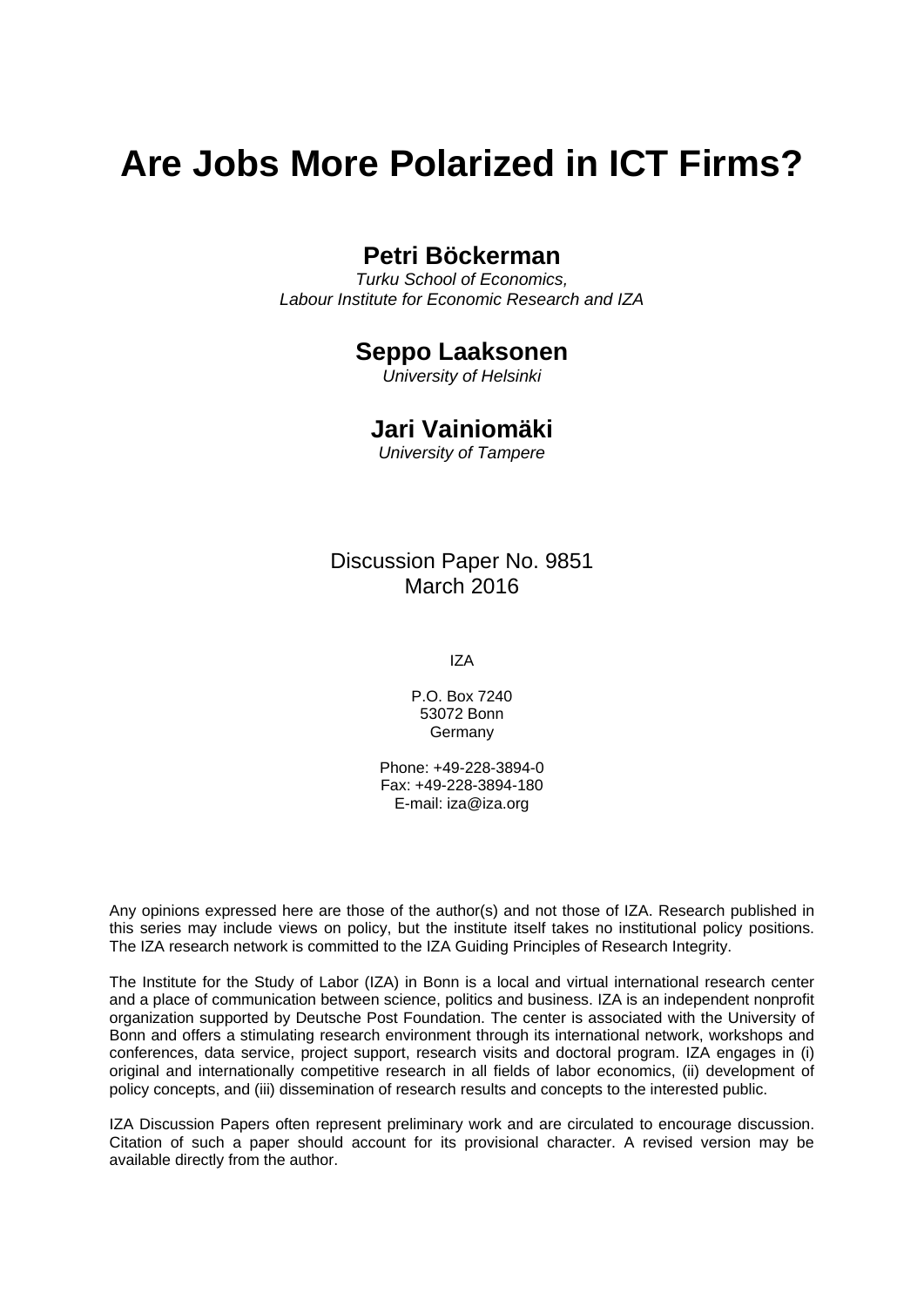# Are Jobs More Polarized in ICT Firms?

## Petri Böckerman

*Turku School of Economics,*
*Labour Institute for Economic Research and IZA*

## Seppo Laaksonen

*University of Helsinki*

## Jari Vainiomäki

*University of Tampere*

Discussion Paper No. 9851
March 2016

IZA

P.O. Box 7240
53072 Bonn
Germany

Phone: +49-228-3894-0
Fax: +49-228-3894-180
E-mail: iza@iza.org

Any opinions expressed here are those of the author(s) and not those of IZA. Research published in this series may include views on policy, but the institute itself takes no institutional policy positions. The IZA research network is committed to the IZA Guiding Principles of Research Integrity.

The Institute for the Study of Labor (IZA) in Bonn is a local and virtual international research center and a place of communication between science, politics and business. IZA is an independent nonprofit organization supported by Deutsche Post Foundation. The center is associated with the University of Bonn and offers a stimulating research environment through its international network, workshops and conferences, data service, project support, research visits and doctoral program. IZA engages in (i) original and internationally competitive research in all fields of labor economics, (ii) development of policy concepts, and (iii) dissemination of research results and concepts to the interested public.

IZA Discussion Papers often represent preliminary work and are circulated to encourage discussion. Citation of such a paper should account for its provisional character. A revised version may be available directly from the author.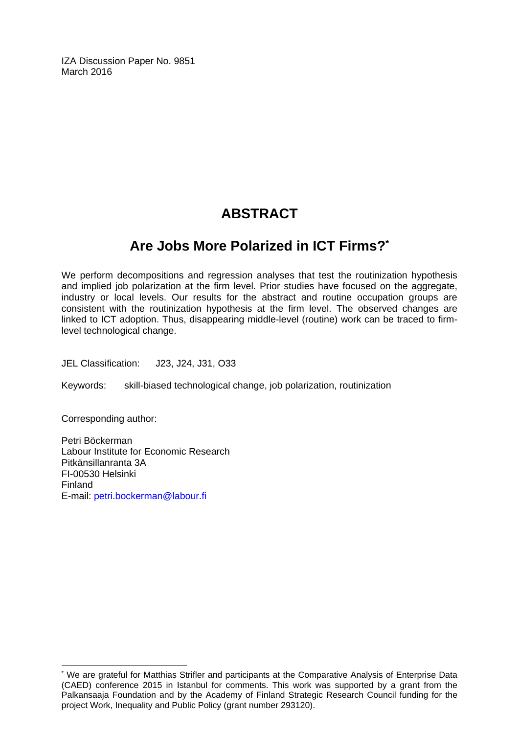IZA Discussion Paper No. 9851
March 2016

# ABSTRACT

## Are Jobs More Polarized in ICT Firms?*

We perform decompositions and regression analyses that test the routinization hypothesis and implied job polarization at the firm level. Prior studies have focused on the aggregate, industry or local levels. Our results for the abstract and routine occupation groups are consistent with the routinization hypothesis at the firm level. The observed changes are linked to ICT adoption. Thus, disappearing middle-level (routine) work can be traced to firm-level technological change.

JEL Classification: J23, J24, J31, O33

Keywords: skill-biased technological change, job polarization, routinization

Corresponding author:

Petri Böckerman
Labour Institute for Economic Research
Pitkänsillanranta 3A
FI-00530 Helsinki
Finland
E-mail: petri.bockerman@labour.fi

---

* We are grateful for Matthias Strifler and participants at the Comparative Analysis of Enterprise Data (CAED) conference 2015 in Istanbul for comments. This work was supported by a grant from the Palkansaaja Foundation and by the Academy of Finland Strategic Research Council funding for the project Work, Inequality and Public Policy (grant number 293120).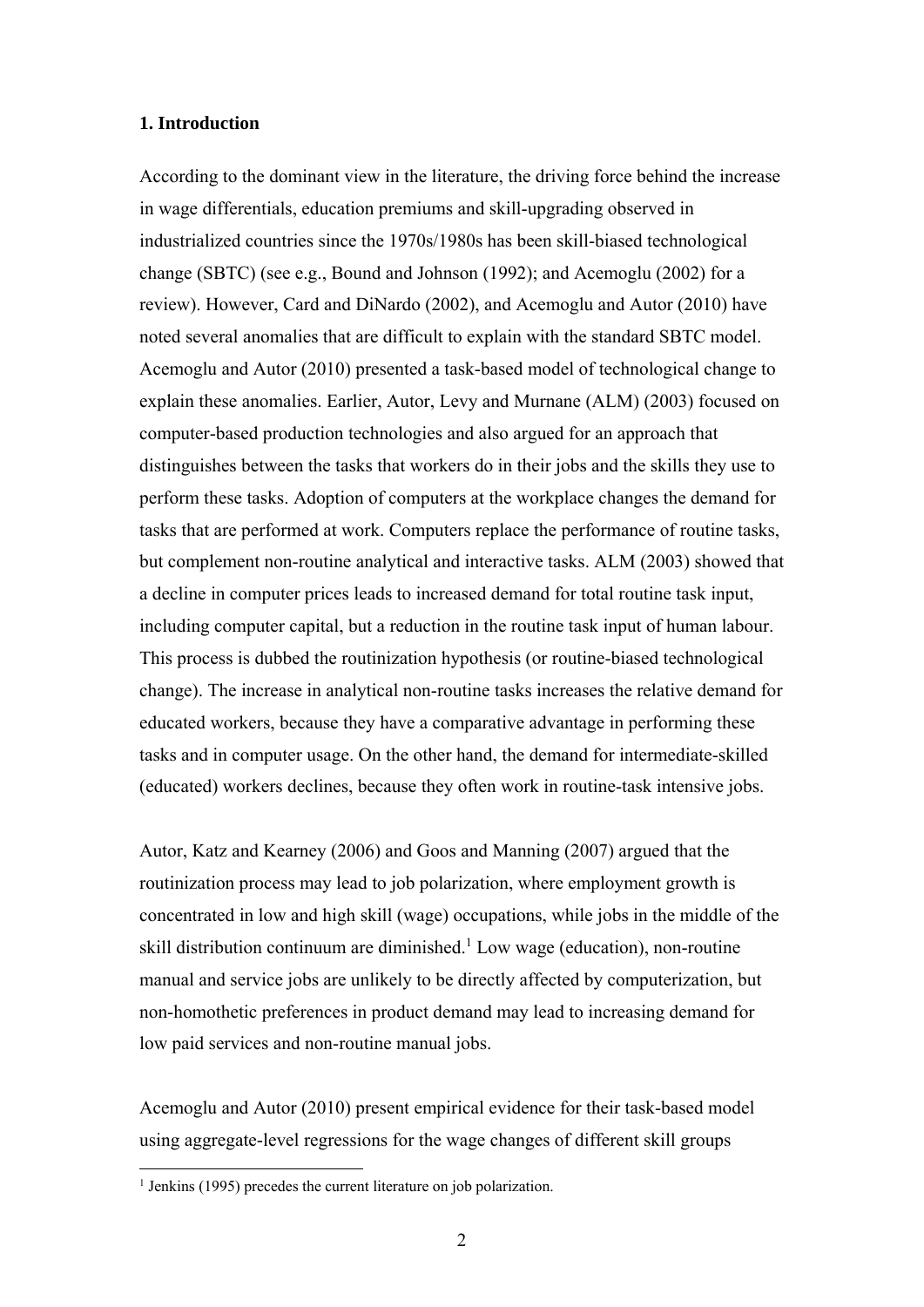## 1. Introduction

According to the dominant view in the literature, the driving force behind the increase in wage differentials, education premiums and skill-upgrading observed in industrialized countries since the 1970s/1980s has been skill-biased technological change (SBTC) (see e.g., Bound and Johnson (1992); and Acemoglu (2002) for a review). However, Card and DiNardo (2002), and Acemoglu and Autor (2010) have noted several anomalies that are difficult to explain with the standard SBTC model. Acemoglu and Autor (2010) presented a task-based model of technological change to explain these anomalies. Earlier, Autor, Levy and Murnane (ALM) (2003) focused on computer-based production technologies and also argued for an approach that distinguishes between the tasks that workers do in their jobs and the skills they use to perform these tasks. Adoption of computers at the workplace changes the demand for tasks that are performed at work. Computers replace the performance of routine tasks, but complement non-routine analytical and interactive tasks. ALM (2003) showed that a decline in computer prices leads to increased demand for total routine task input, including computer capital, but a reduction in the routine task input of human labour. This process is dubbed the routinization hypothesis (or routine-biased technological change). The increase in analytical non-routine tasks increases the relative demand for educated workers, because they have a comparative advantage in performing these tasks and in computer usage. On the other hand, the demand for intermediate-skilled (educated) workers declines, because they often work in routine-task intensive jobs.

Autor, Katz and Kearney (2006) and Goos and Manning (2007) argued that the routinization process may lead to job polarization, where employment growth is concentrated in low and high skill (wage) occupations, while jobs in the middle of the skill distribution continuum are diminished.[1] Low wage (education), non-routine manual and service jobs are unlikely to be directly affected by computerization, but non-homothetic preferences in product demand may lead to increasing demand for low paid services and non-routine manual jobs.

Acemoglu and Autor (2010) present empirical evidence for their task-based model using aggregate-level regressions for the wage changes of different skill groups

[1] Jenkins (1995) precedes the current literature on job polarization.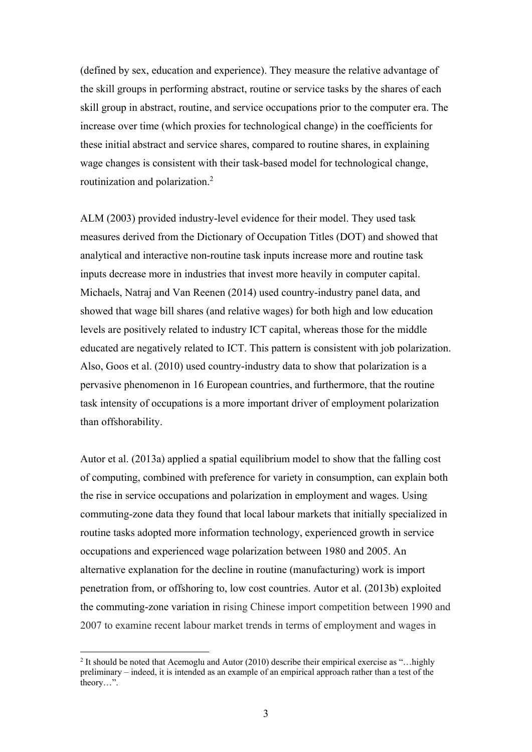(defined by sex, education and experience). They measure the relative advantage of the skill groups in performing abstract, routine or service tasks by the shares of each skill group in abstract, routine, and service occupations prior to the computer era. The increase over time (which proxies for technological change) in the coefficients for these initial abstract and service shares, compared to routine shares, in explaining wage changes is consistent with their task-based model for technological change, routinization and polarization.[2]

ALM (2003) provided industry-level evidence for their model. They used task measures derived from the Dictionary of Occupation Titles (DOT) and showed that analytical and interactive non-routine task inputs increase more and routine task inputs decrease more in industries that invest more heavily in computer capital. Michaels, Natraj and Van Reenen (2014) used country-industry panel data, and showed that wage bill shares (and relative wages) for both high and low education levels are positively related to industry ICT capital, whereas those for the middle educated are negatively related to ICT. This pattern is consistent with job polarization. Also, Goos et al. (2010) used country-industry data to show that polarization is a pervasive phenomenon in 16 European countries, and furthermore, that the routine task intensity of occupations is a more important driver of employment polarization than offshorability.

Autor et al. (2013a) applied a spatial equilibrium model to show that the falling cost of computing, combined with preference for variety in consumption, can explain both the rise in service occupations and polarization in employment and wages. Using commuting-zone data they found that local labour markets that initially specialized in routine tasks adopted more information technology, experienced growth in service occupations and experienced wage polarization between 1980 and 2005. An alternative explanation for the decline in routine (manufacturing) work is import penetration from, or offshoring to, low cost countries. Autor et al. (2013b) exploited the commuting-zone variation in rising Chinese import competition between 1990 and 2007 to examine recent labour market trends in terms of employment and wages in

[2] It should be noted that Acemoglu and Autor (2010) describe their empirical exercise as "…highly preliminary – indeed, it is intended as an example of an empirical approach rather than a test of the theory…".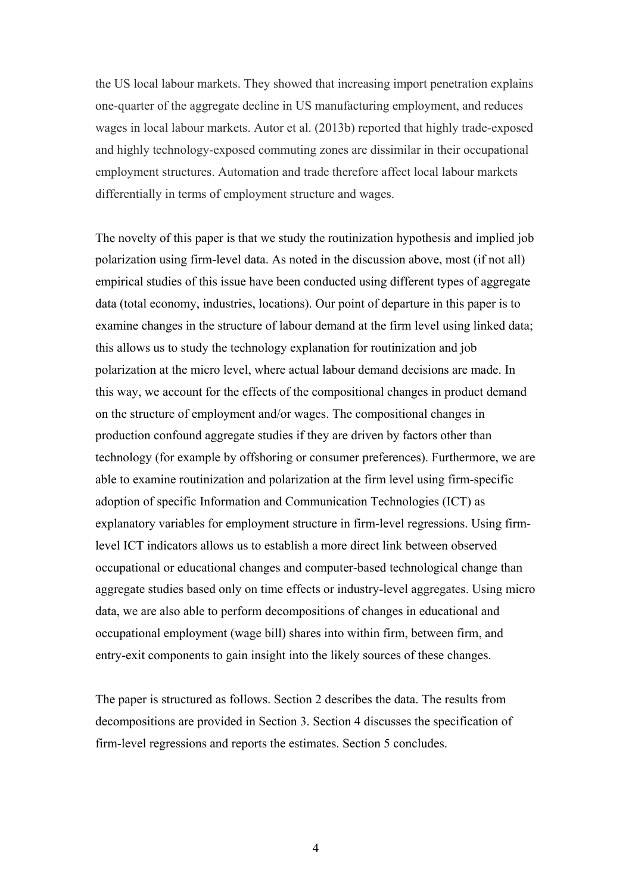the US local labour markets. They showed that increasing import penetration explains one-quarter of the aggregate decline in US manufacturing employment, and reduces wages in local labour markets. Autor et al. (2013b) reported that highly trade-exposed and highly technology-exposed commuting zones are dissimilar in their occupational employment structures. Automation and trade therefore affect local labour markets differentially in terms of employment structure and wages.

The novelty of this paper is that we study the routinization hypothesis and implied job polarization using firm-level data. As noted in the discussion above, most (if not all) empirical studies of this issue have been conducted using different types of aggregate data (total economy, industries, locations). Our point of departure in this paper is to examine changes in the structure of labour demand at the firm level using linked data; this allows us to study the technology explanation for routinization and job polarization at the micro level, where actual labour demand decisions are made. In this way, we account for the effects of the compositional changes in product demand on the structure of employment and/or wages. The compositional changes in production confound aggregate studies if they are driven by factors other than technology (for example by offshoring or consumer preferences). Furthermore, we are able to examine routinization and polarization at the firm level using firm-specific adoption of specific Information and Communication Technologies (ICT) as explanatory variables for employment structure in firm-level regressions. Using firm-level ICT indicators allows us to establish a more direct link between observed occupational or educational changes and computer-based technological change than aggregate studies based only on time effects or industry-level aggregates. Using micro data, we are also able to perform decompositions of changes in educational and occupational employment (wage bill) shares into within firm, between firm, and entry-exit components to gain insight into the likely sources of these changes.

The paper is structured as follows. Section 2 describes the data. The results from decompositions are provided in Section 3. Section 4 discusses the specification of firm-level regressions and reports the estimates. Section 5 concludes.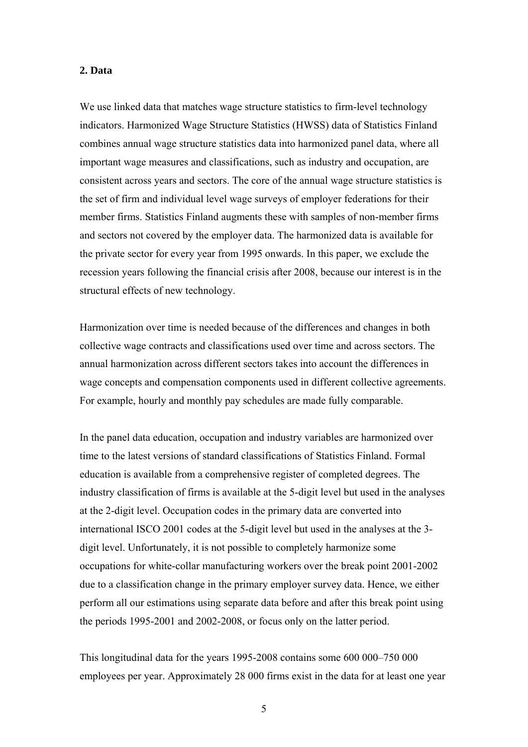## 2. Data

We use linked data that matches wage structure statistics to firm-level technology indicators. Harmonized Wage Structure Statistics (HWSS) data of Statistics Finland combines annual wage structure statistics data into harmonized panel data, where all important wage measures and classifications, such as industry and occupation, are consistent across years and sectors. The core of the annual wage structure statistics is the set of firm and individual level wage surveys of employer federations for their member firms. Statistics Finland augments these with samples of non-member firms and sectors not covered by the employer data. The harmonized data is available for the private sector for every year from 1995 onwards. In this paper, we exclude the recession years following the financial crisis after 2008, because our interest is in the structural effects of new technology.

Harmonization over time is needed because of the differences and changes in both collective wage contracts and classifications used over time and across sectors. The annual harmonization across different sectors takes into account the differences in wage concepts and compensation components used in different collective agreements. For example, hourly and monthly pay schedules are made fully comparable.

In the panel data education, occupation and industry variables are harmonized over time to the latest versions of standard classifications of Statistics Finland. Formal education is available from a comprehensive register of completed degrees. The industry classification of firms is available at the 5-digit level but used in the analyses at the 2-digit level. Occupation codes in the primary data are converted into international ISCO 2001 codes at the 5-digit level but used in the analyses at the 3-digit level. Unfortunately, it is not possible to completely harmonize some occupations for white-collar manufacturing workers over the break point 2001-2002 due to a classification change in the primary employer survey data. Hence, we either perform all our estimations using separate data before and after this break point using the periods 1995-2001 and 2002-2008, or focus only on the latter period.

This longitudinal data for the years 1995-2008 contains some 600 000–750 000 employees per year. Approximately 28 000 firms exist in the data for at least one year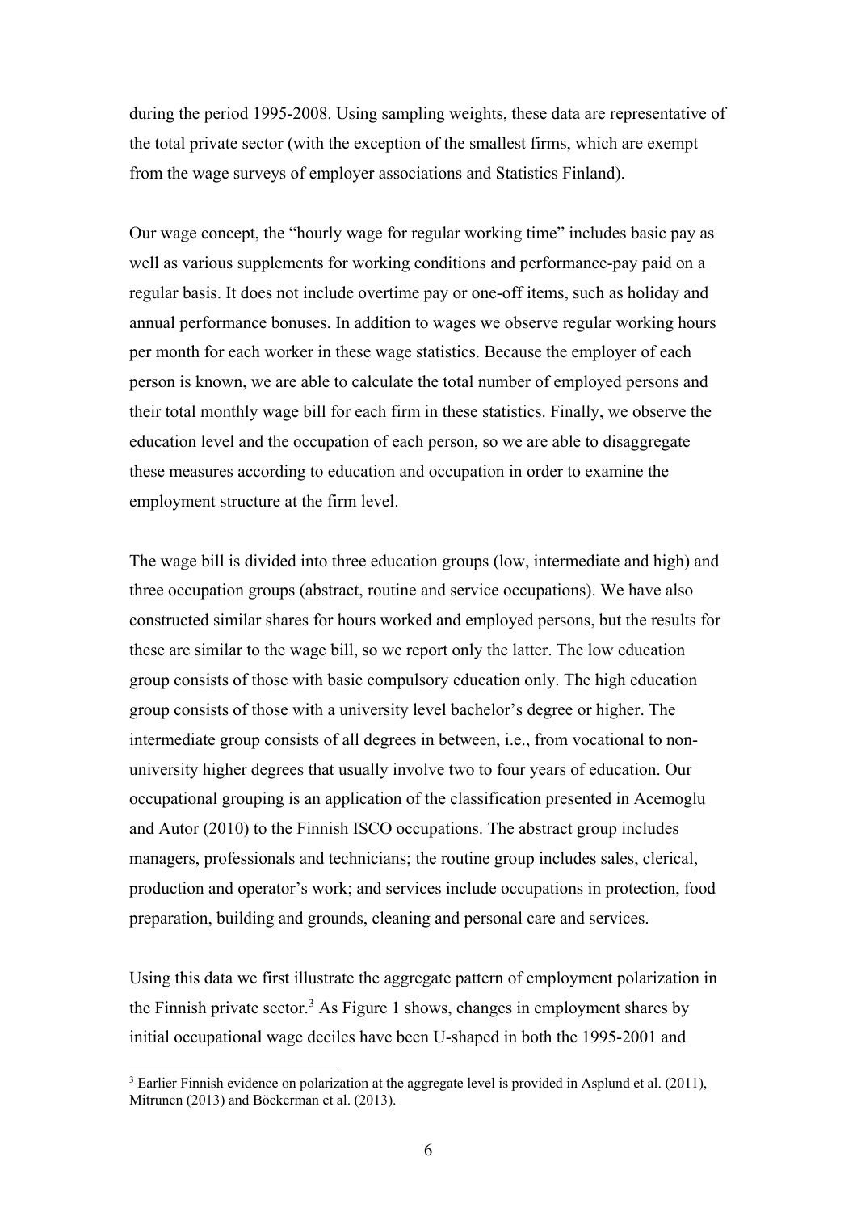during the period 1995-2008. Using sampling weights, these data are representative of the total private sector (with the exception of the smallest firms, which are exempt from the wage surveys of employer associations and Statistics Finland).

Our wage concept, the "hourly wage for regular working time" includes basic pay as well as various supplements for working conditions and performance-pay paid on a regular basis. It does not include overtime pay or one-off items, such as holiday and annual performance bonuses. In addition to wages we observe regular working hours per month for each worker in these wage statistics. Because the employer of each person is known, we are able to calculate the total number of employed persons and their total monthly wage bill for each firm in these statistics. Finally, we observe the education level and the occupation of each person, so we are able to disaggregate these measures according to education and occupation in order to examine the employment structure at the firm level.

The wage bill is divided into three education groups (low, intermediate and high) and three occupation groups (abstract, routine and service occupations). We have also constructed similar shares for hours worked and employed persons, but the results for these are similar to the wage bill, so we report only the latter. The low education group consists of those with basic compulsory education only. The high education group consists of those with a university level bachelor's degree or higher. The intermediate group consists of all degrees in between, i.e., from vocational to non-university higher degrees that usually involve two to four years of education. Our occupational grouping is an application of the classification presented in Acemoglu and Autor (2010) to the Finnish ISCO occupations. The abstract group includes managers, professionals and technicians; the routine group includes sales, clerical, production and operator's work; and services include occupations in protection, food preparation, building and grounds, cleaning and personal care and services.

Using this data we first illustrate the aggregate pattern of employment polarization in the Finnish private sector.[3] As Figure 1 shows, changes in employment shares by initial occupational wage deciles have been U-shaped in both the 1995-2001 and

[3] Earlier Finnish evidence on polarization at the aggregate level is provided in Asplund et al. (2011), Mitrunen (2013) and Böckerman et al. (2013).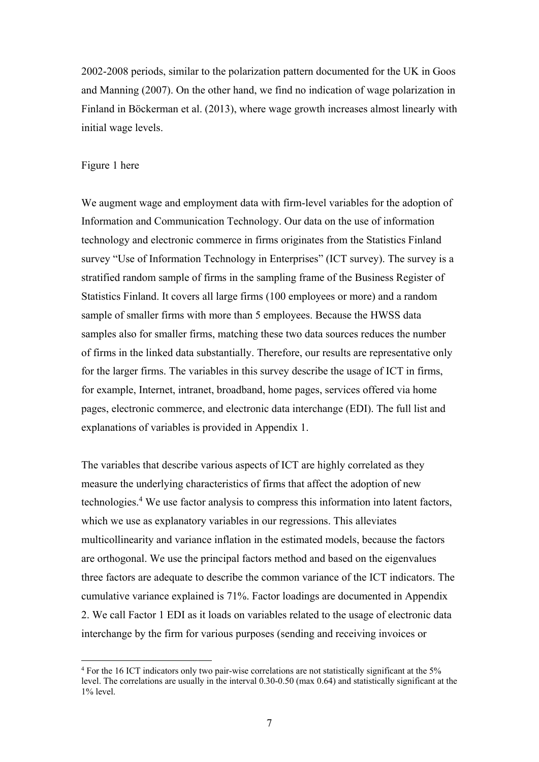2002-2008 periods, similar to the polarization pattern documented for the UK in Goos and Manning (2007). On the other hand, we find no indication of wage polarization in Finland in Böckerman et al. (2013), where wage growth increases almost linearly with initial wage levels.

Figure 1 here

We augment wage and employment data with firm-level variables for the adoption of Information and Communication Technology. Our data on the use of information technology and electronic commerce in firms originates from the Statistics Finland survey "Use of Information Technology in Enterprises" (ICT survey). The survey is a stratified random sample of firms in the sampling frame of the Business Register of Statistics Finland. It covers all large firms (100 employees or more) and a random sample of smaller firms with more than 5 employees. Because the HWSS data samples also for smaller firms, matching these two data sources reduces the number of firms in the linked data substantially. Therefore, our results are representative only for the larger firms. The variables in this survey describe the usage of ICT in firms, for example, Internet, intranet, broadband, home pages, services offered via home pages, electronic commerce, and electronic data interchange (EDI). The full list and explanations of variables is provided in Appendix 1.

The variables that describe various aspects of ICT are highly correlated as they measure the underlying characteristics of firms that affect the adoption of new technologies.[4] We use factor analysis to compress this information into latent factors, which we use as explanatory variables in our regressions. This alleviates multicollinearity and variance inflation in the estimated models, because the factors are orthogonal. We use the principal factors method and based on the eigenvalues three factors are adequate to describe the common variance of the ICT indicators. The cumulative variance explained is 71%. Factor loadings are documented in Appendix 2. We call Factor 1 EDI as it loads on variables related to the usage of electronic data interchange by the firm for various purposes (sending and receiving invoices or

[4] For the 16 ICT indicators only two pair-wise correlations are not statistically significant at the 5% level. The correlations are usually in the interval 0.30-0.50 (max 0.64) and statistically significant at the 1% level.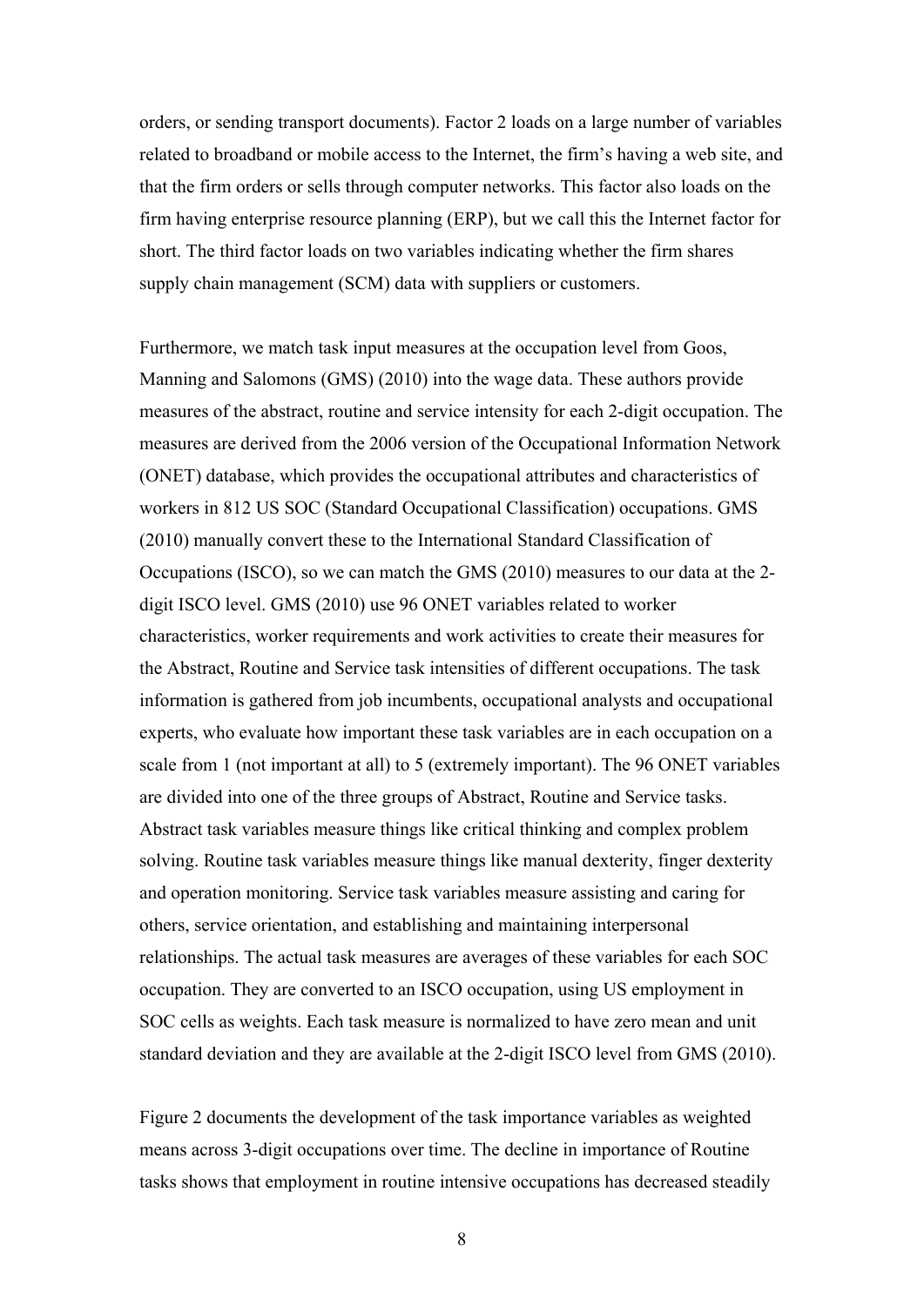orders, or sending transport documents). Factor 2 loads on a large number of variables related to broadband or mobile access to the Internet, the firm's having a web site, and that the firm orders or sells through computer networks. This factor also loads on the firm having enterprise resource planning (ERP), but we call this the Internet factor for short. The third factor loads on two variables indicating whether the firm shares supply chain management (SCM) data with suppliers or customers.

Furthermore, we match task input measures at the occupation level from Goos, Manning and Salomons (GMS) (2010) into the wage data. These authors provide measures of the abstract, routine and service intensity for each 2-digit occupation. The measures are derived from the 2006 version of the Occupational Information Network (ONET) database, which provides the occupational attributes and characteristics of workers in 812 US SOC (Standard Occupational Classification) occupations. GMS (2010) manually convert these to the International Standard Classification of Occupations (ISCO), so we can match the GMS (2010) measures to our data at the 2-digit ISCO level. GMS (2010) use 96 ONET variables related to worker characteristics, worker requirements and work activities to create their measures for the Abstract, Routine and Service task intensities of different occupations. The task information is gathered from job incumbents, occupational analysts and occupational experts, who evaluate how important these task variables are in each occupation on a scale from 1 (not important at all) to 5 (extremely important). The 96 ONET variables are divided into one of the three groups of Abstract, Routine and Service tasks. Abstract task variables measure things like critical thinking and complex problem solving. Routine task variables measure things like manual dexterity, finger dexterity and operation monitoring. Service task variables measure assisting and caring for others, service orientation, and establishing and maintaining interpersonal relationships. The actual task measures are averages of these variables for each SOC occupation. They are converted to an ISCO occupation, using US employment in SOC cells as weights. Each task measure is normalized to have zero mean and unit standard deviation and they are available at the 2-digit ISCO level from GMS (2010).

Figure 2 documents the development of the task importance variables as weighted means across 3-digit occupations over time. The decline in importance of Routine tasks shows that employment in routine intensive occupations has decreased steadily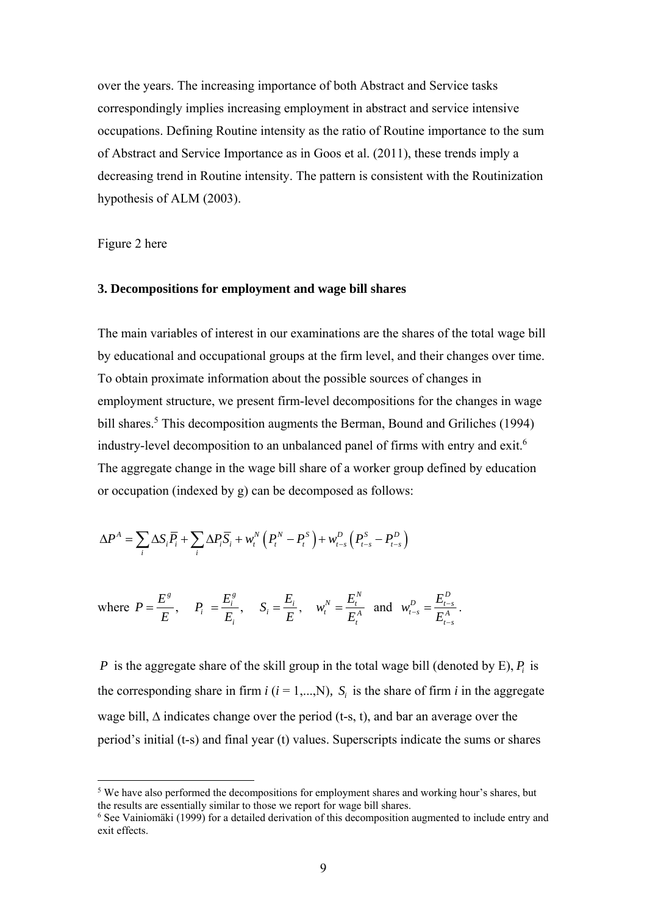over the years. The increasing importance of both Abstract and Service tasks correspondingly implies increasing employment in abstract and service intensive occupations. Defining Routine intensity as the ratio of Routine importance to the sum of Abstract and Service Importance as in Goos et al. (2011), these trends imply a decreasing trend in Routine intensity. The pattern is consistent with the Routinization hypothesis of ALM (2003).

Figure 2 here

### 3. Decompositions for employment and wage bill shares

The main variables of interest in our examinations are the shares of the total wage bill by educational and occupational groups at the firm level, and their changes over time. To obtain proximate information about the possible sources of changes in employment structure, we present firm-level decompositions for the changes in wage bill shares.[5] This decomposition augments the Berman, Bound and Griliches (1994) industry-level decomposition to an unbalanced panel of firms with entry and exit.[6] The aggregate change in the wage bill share of a worker group defined by education or occupation (indexed by g) can be decomposed as follows:

$$\Delta P^A = \sum_i \Delta S_i \overline{P}_i + \sum_i \Delta P_i \overline{S}_i + w_t^N \left(P_t^N - P_t^S\right) + w_{t-s}^D \left(P_{t-s}^S - P_{t-s}^D\right)$$

where $P = \dfrac{E^g}{E}$, $\quad P_i = \dfrac{E_i^g}{E_i}$, $\quad S_i = \dfrac{E_i}{E}$, $\quad w_t^N = \dfrac{E_t^N}{E_t^A}$ and $w_{t-s}^D = \dfrac{E_{t-s}^D}{E_{t-s}^A}$.

$P$ is the aggregate share of the skill group in the total wage bill (denoted by E), $P_i$ is the corresponding share in firm $i$ ($i$ = 1,...,N), $S_i$ is the share of firm $i$ in the aggregate wage bill, $\Delta$ indicates change over the period (t-s, t), and bar an average over the period's initial (t-s) and final year (t) values. Superscripts indicate the sums or shares

---

[5] We have also performed the decompositions for employment shares and working hour's shares, but the results are essentially similar to those we report for wage bill shares.

[6] See Vainiomäki (1999) for a detailed derivation of this decomposition augmented to include entry and exit effects.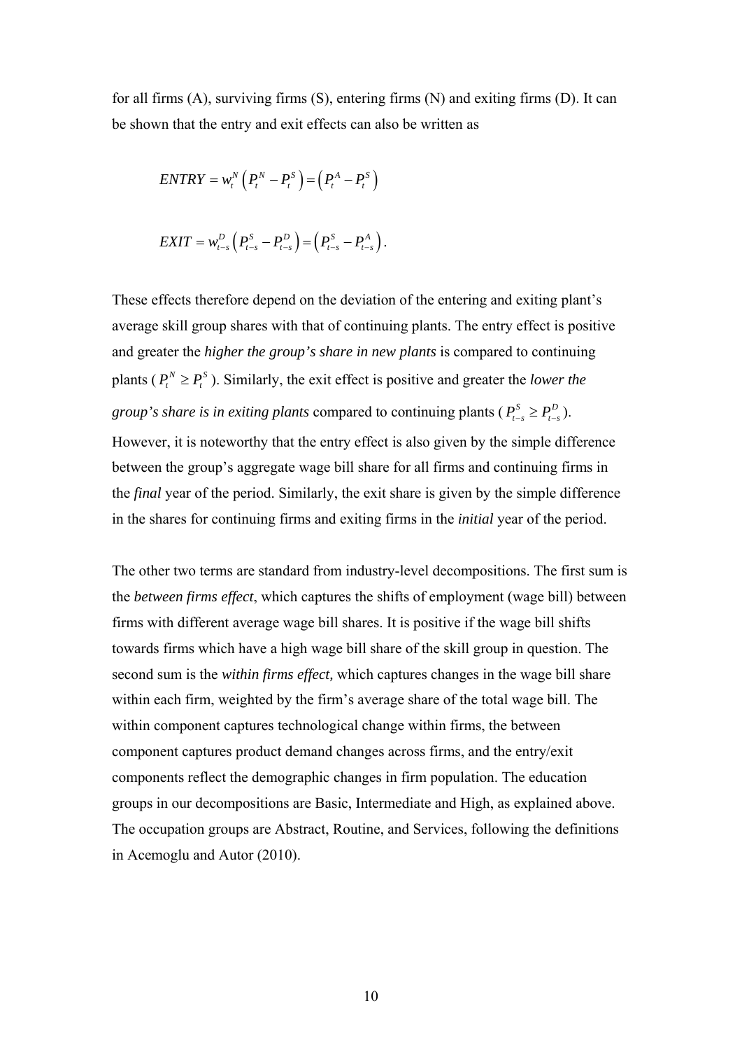for all firms (A), surviving firms (S), entering firms (N) and exiting firms (D). It can be shown that the entry and exit effects can also be written as

$$ENTRY = w_t^N \left( P_t^N - P_t^S \right) = \left( P_t^A - P_t^S \right)$$

$$EXIT = w_{t-s}^D \left( P_{t-s}^S - P_{t-s}^D \right) = \left( P_{t-s}^S - P_{t-s}^A \right).$$

These effects therefore depend on the deviation of the entering and exiting plant's average skill group shares with that of continuing plants. The entry effect is positive and greater the *higher the group's share in new plants* is compared to continuing plants ($P_t^N \geq P_t^S$). Similarly, the exit effect is positive and greater the *lower the group's share is in exiting plants* compared to continuing plants ($P_{t-s}^S \geq P_{t-s}^D$). However, it is noteworthy that the entry effect is also given by the simple difference between the group's aggregate wage bill share for all firms and continuing firms in the *final* year of the period. Similarly, the exit share is given by the simple difference in the shares for continuing firms and exiting firms in the *initial* year of the period.

The other two terms are standard from industry-level decompositions. The first sum is the *between firms effect*, which captures the shifts of employment (wage bill) between firms with different average wage bill shares. It is positive if the wage bill shifts towards firms which have a high wage bill share of the skill group in question. The second sum is the *within firms effect,* which captures changes in the wage bill share within each firm, weighted by the firm's average share of the total wage bill. The within component captures technological change within firms, the between component captures product demand changes across firms, and the entry/exit components reflect the demographic changes in firm population. The education groups in our decompositions are Basic, Intermediate and High, as explained above. The occupation groups are Abstract, Routine, and Services, following the definitions in Acemoglu and Autor (2010).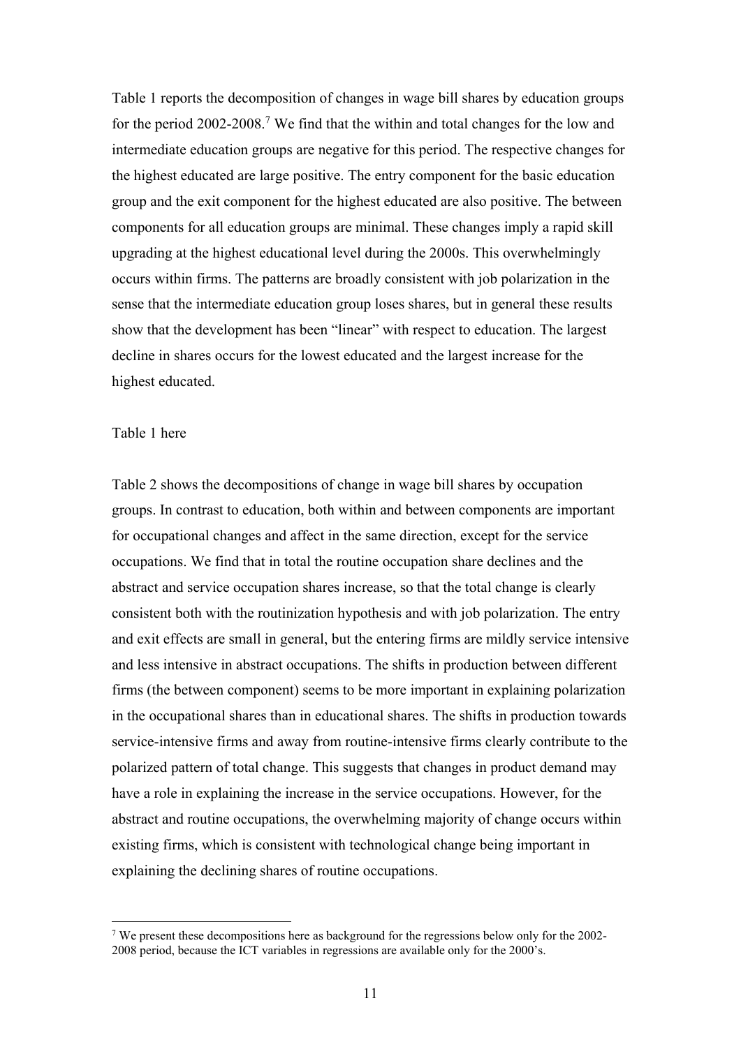Table 1 reports the decomposition of changes in wage bill shares by education groups for the period 2002-2008.[7] We find that the within and total changes for the low and intermediate education groups are negative for this period. The respective changes for the highest educated are large positive. The entry component for the basic education group and the exit component for the highest educated are also positive. The between components for all education groups are minimal. These changes imply a rapid skill upgrading at the highest educational level during the 2000s. This overwhelmingly occurs within firms. The patterns are broadly consistent with job polarization in the sense that the intermediate education group loses shares, but in general these results show that the development has been "linear" with respect to education. The largest decline in shares occurs for the lowest educated and the largest increase for the highest educated.

Table 1 here

Table 2 shows the decompositions of change in wage bill shares by occupation groups. In contrast to education, both within and between components are important for occupational changes and affect in the same direction, except for the service occupations. We find that in total the routine occupation share declines and the abstract and service occupation shares increase, so that the total change is clearly consistent both with the routinization hypothesis and with job polarization. The entry and exit effects are small in general, but the entering firms are mildly service intensive and less intensive in abstract occupations. The shifts in production between different firms (the between component) seems to be more important in explaining polarization in the occupational shares than in educational shares. The shifts in production towards service-intensive firms and away from routine-intensive firms clearly contribute to the polarized pattern of total change. This suggests that changes in product demand may have a role in explaining the increase in the service occupations. However, for the abstract and routine occupations, the overwhelming majority of change occurs within existing firms, which is consistent with technological change being important in explaining the declining shares of routine occupations.

[7] We present these decompositions here as background for the regressions below only for the 2002-2008 period, because the ICT variables in regressions are available only for the 2000's.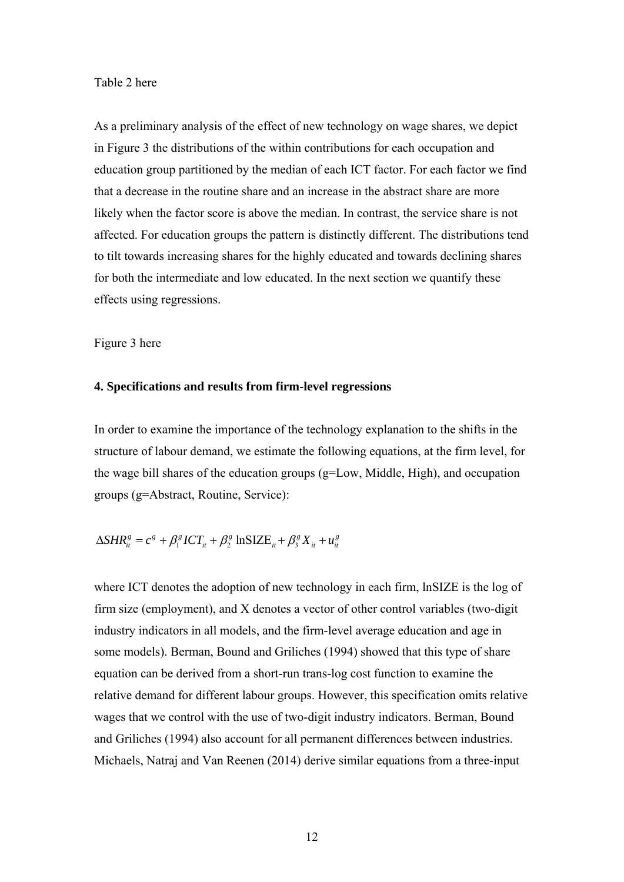Table 2 here

As a preliminary analysis of the effect of new technology on wage shares, we depict in Figure 3 the distributions of the within contributions for each occupation and education group partitioned by the median of each ICT factor. For each factor we find that a decrease in the routine share and an increase in the abstract share are more likely when the factor score is above the median. In contrast, the service share is not affected. For education groups the pattern is distinctly different. The distributions tend to tilt towards increasing shares for the highly educated and towards declining shares for both the intermediate and low educated. In the next section we quantify these effects using regressions.

Figure 3 here

#### 4. Specifications and results from firm-level regressions

In order to examine the importance of the technology explanation to the shifts in the structure of labour demand, we estimate the following equations, at the firm level, for the wage bill shares of the education groups (g=Low, Middle, High), and occupation groups (g=Abstract, Routine, Service):

$$\Delta SHR_{it}^{g} = c^{g} + \beta_1^{g} ICT_{it} + \beta_2^{g} \ln\text{SIZE}_{it} + \beta_3^{g} X_{it} + u_{it}^{g}$$

where ICT denotes the adoption of new technology in each firm, lnSIZE is the log of firm size (employment), and X denotes a vector of other control variables (two-digit industry indicators in all models, and the firm-level average education and age in some models). Berman, Bound and Griliches (1994) showed that this type of share equation can be derived from a short-run trans-log cost function to examine the relative demand for different labour groups. However, this specification omits relative wages that we control with the use of two-digit industry indicators. Berman, Bound and Griliches (1994) also account for all permanent differences between industries. Michaels, Natraj and Van Reenen (2014) derive similar equations from a three-input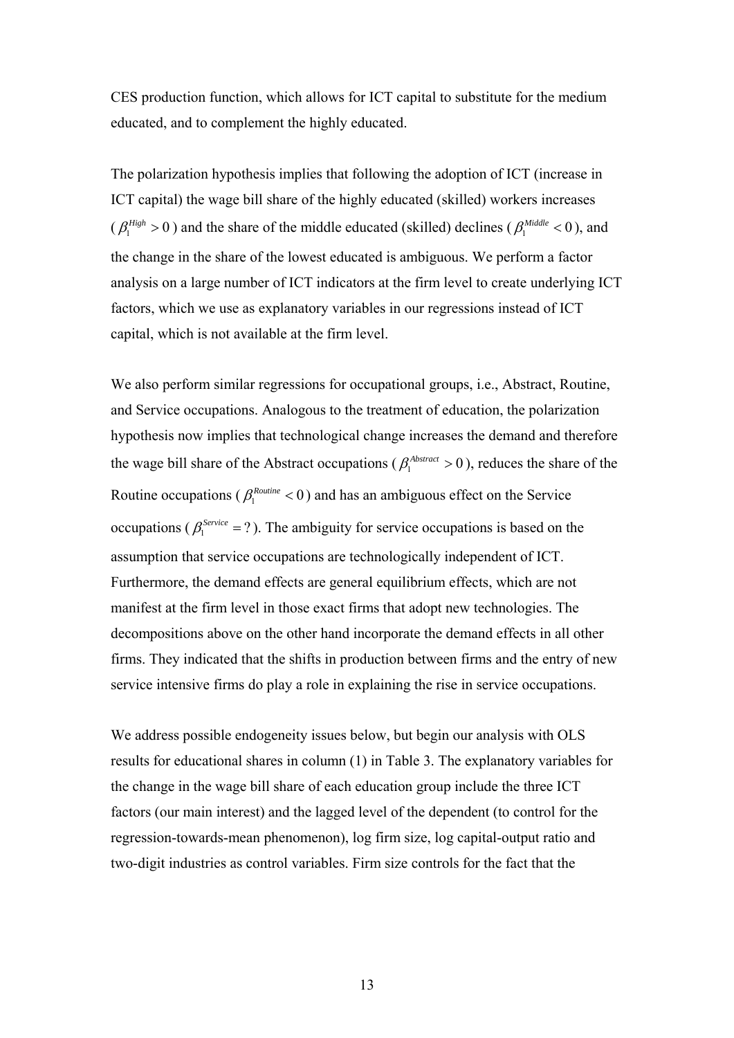CES production function, which allows for ICT capital to substitute for the medium educated, and to complement the highly educated.

The polarization hypothesis implies that following the adoption of ICT (increase in ICT capital) the wage bill share of the highly educated (skilled) workers increases ($\beta_1^{High} > 0$) and the share of the middle educated (skilled) declines ($\beta_1^{Middle} < 0$), and the change in the share of the lowest educated is ambiguous. We perform a factor analysis on a large number of ICT indicators at the firm level to create underlying ICT factors, which we use as explanatory variables in our regressions instead of ICT capital, which is not available at the firm level.

We also perform similar regressions for occupational groups, i.e., Abstract, Routine, and Service occupations. Analogous to the treatment of education, the polarization hypothesis now implies that technological change increases the demand and therefore the wage bill share of the Abstract occupations ($\beta_1^{Abstract} > 0$), reduces the share of the Routine occupations ($\beta_1^{Routine} < 0$) and has an ambiguous effect on the Service occupations ($\beta_1^{Service} = ?$). The ambiguity for service occupations is based on the assumption that service occupations are technologically independent of ICT. Furthermore, the demand effects are general equilibrium effects, which are not manifest at the firm level in those exact firms that adopt new technologies. The decompositions above on the other hand incorporate the demand effects in all other firms. They indicated that the shifts in production between firms and the entry of new service intensive firms do play a role in explaining the rise in service occupations.

We address possible endogeneity issues below, but begin our analysis with OLS results for educational shares in column (1) in Table 3. The explanatory variables for the change in the wage bill share of each education group include the three ICT factors (our main interest) and the lagged level of the dependent (to control for the regression-towards-mean phenomenon), log firm size, log capital-output ratio and two-digit industries as control variables. Firm size controls for the fact that the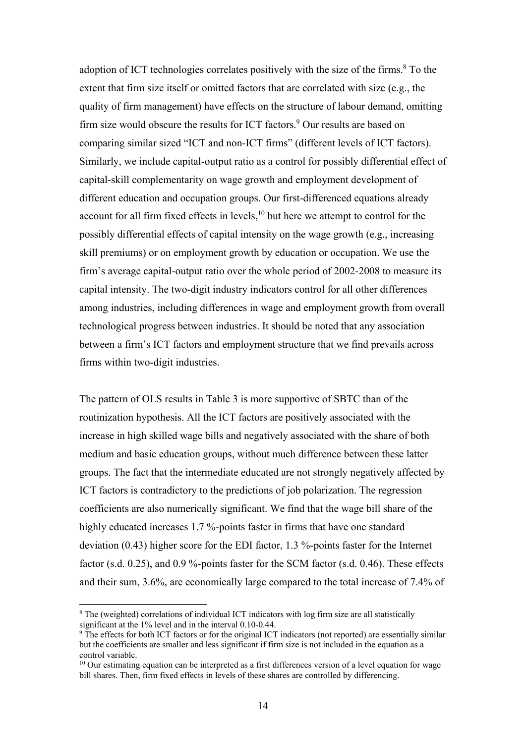adoption of ICT technologies correlates positively with the size of the firms.[8] To the extent that firm size itself or omitted factors that are correlated with size (e.g., the quality of firm management) have effects on the structure of labour demand, omitting firm size would obscure the results for ICT factors.[9] Our results are based on comparing similar sized "ICT and non-ICT firms" (different levels of ICT factors). Similarly, we include capital-output ratio as a control for possibly differential effect of capital-skill complementarity on wage growth and employment development of different education and occupation groups. Our first-differenced equations already account for all firm fixed effects in levels,[10] but here we attempt to control for the possibly differential effects of capital intensity on the wage growth (e.g., increasing skill premiums) or on employment growth by education or occupation. We use the firm's average capital-output ratio over the whole period of 2002-2008 to measure its capital intensity. The two-digit industry indicators control for all other differences among industries, including differences in wage and employment growth from overall technological progress between industries. It should be noted that any association between a firm's ICT factors and employment structure that we find prevails across firms within two-digit industries.

The pattern of OLS results in Table 3 is more supportive of SBTC than of the routinization hypothesis. All the ICT factors are positively associated with the increase in high skilled wage bills and negatively associated with the share of both medium and basic education groups, without much difference between these latter groups. The fact that the intermediate educated are not strongly negatively affected by ICT factors is contradictory to the predictions of job polarization. The regression coefficients are also numerically significant. We find that the wage bill share of the highly educated increases 1.7 %-points faster in firms that have one standard deviation (0.43) higher score for the EDI factor, 1.3 %-points faster for the Internet factor (s.d. 0.25), and 0.9 %-points faster for the SCM factor (s.d. 0.46). These effects and their sum, 3.6%, are economically large compared to the total increase of 7.4% of

[8] The (weighted) correlations of individual ICT indicators with log firm size are all statistically significant at the 1% level and in the interval 0.10-0.44.

[9] The effects for both ICT factors or for the original ICT indicators (not reported) are essentially similar but the coefficients are smaller and less significant if firm size is not included in the equation as a control variable.

[10] Our estimating equation can be interpreted as a first differences version of a level equation for wage bill shares. Then, firm fixed effects in levels of these shares are controlled by differencing.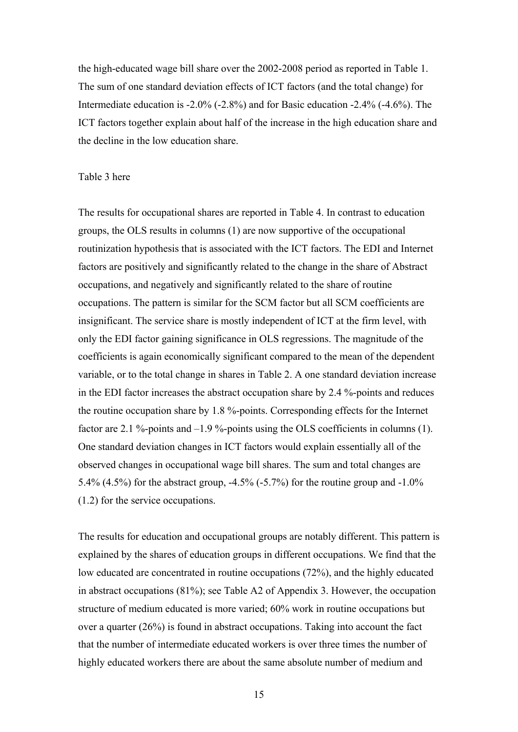the high-educated wage bill share over the 2002-2008 period as reported in Table 1. The sum of one standard deviation effects of ICT factors (and the total change) for Intermediate education is -2.0% (-2.8%) and for Basic education -2.4% (-4.6%). The ICT factors together explain about half of the increase in the high education share and the decline in the low education share.

Table 3 here

The results for occupational shares are reported in Table 4. In contrast to education groups, the OLS results in columns (1) are now supportive of the occupational routinization hypothesis that is associated with the ICT factors. The EDI and Internet factors are positively and significantly related to the change in the share of Abstract occupations, and negatively and significantly related to the share of routine occupations. The pattern is similar for the SCM factor but all SCM coefficients are insignificant. The service share is mostly independent of ICT at the firm level, with only the EDI factor gaining significance in OLS regressions. The magnitude of the coefficients is again economically significant compared to the mean of the dependent variable, or to the total change in shares in Table 2. A one standard deviation increase in the EDI factor increases the abstract occupation share by 2.4 %-points and reduces the routine occupation share by 1.8 %-points. Corresponding effects for the Internet factor are 2.1 %-points and –1.9 %-points using the OLS coefficients in columns (1). One standard deviation changes in ICT factors would explain essentially all of the observed changes in occupational wage bill shares. The sum and total changes are 5.4% (4.5%) for the abstract group, -4.5% (-5.7%) for the routine group and -1.0% (1.2) for the service occupations.

The results for education and occupational groups are notably different. This pattern is explained by the shares of education groups in different occupations. We find that the low educated are concentrated in routine occupations (72%), and the highly educated in abstract occupations (81%); see Table A2 of Appendix 3. However, the occupation structure of medium educated is more varied; 60% work in routine occupations but over a quarter (26%) is found in abstract occupations. Taking into account the fact that the number of intermediate educated workers is over three times the number of highly educated workers there are about the same absolute number of medium and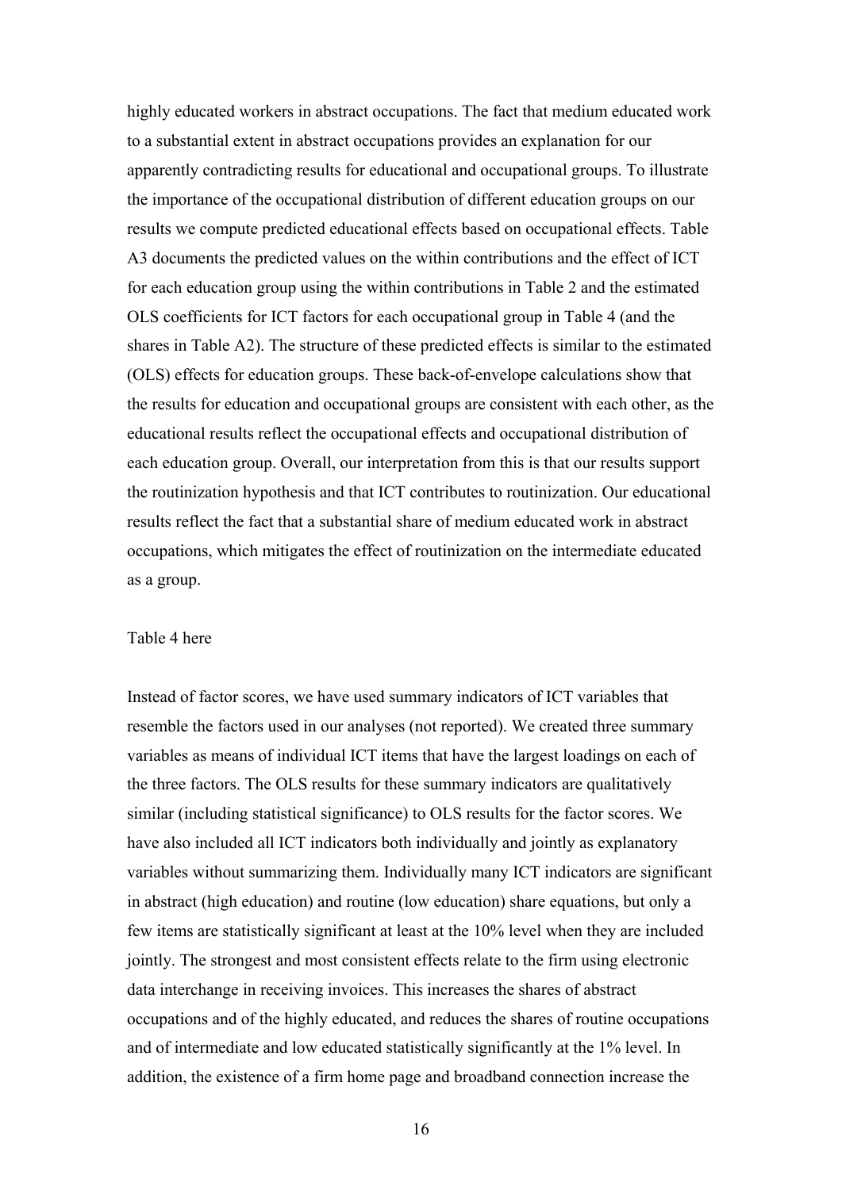highly educated workers in abstract occupations. The fact that medium educated work to a substantial extent in abstract occupations provides an explanation for our apparently contradicting results for educational and occupational groups. To illustrate the importance of the occupational distribution of different education groups on our results we compute predicted educational effects based on occupational effects. Table A3 documents the predicted values on the within contributions and the effect of ICT for each education group using the within contributions in Table 2 and the estimated OLS coefficients for ICT factors for each occupational group in Table 4 (and the shares in Table A2). The structure of these predicted effects is similar to the estimated (OLS) effects for education groups. These back-of-envelope calculations show that the results for education and occupational groups are consistent with each other, as the educational results reflect the occupational effects and occupational distribution of each education group. Overall, our interpretation from this is that our results support the routinization hypothesis and that ICT contributes to routinization. Our educational results reflect the fact that a substantial share of medium educated work in abstract occupations, which mitigates the effect of routinization on the intermediate educated as a group.

Table 4 here

Instead of factor scores, we have used summary indicators of ICT variables that resemble the factors used in our analyses (not reported). We created three summary variables as means of individual ICT items that have the largest loadings on each of the three factors. The OLS results for these summary indicators are qualitatively similar (including statistical significance) to OLS results for the factor scores. We have also included all ICT indicators both individually and jointly as explanatory variables without summarizing them. Individually many ICT indicators are significant in abstract (high education) and routine (low education) share equations, but only a few items are statistically significant at least at the 10% level when they are included jointly. The strongest and most consistent effects relate to the firm using electronic data interchange in receiving invoices. This increases the shares of abstract occupations and of the highly educated, and reduces the shares of routine occupations and of intermediate and low educated statistically significantly at the 1% level. In addition, the existence of a firm home page and broadband connection increase the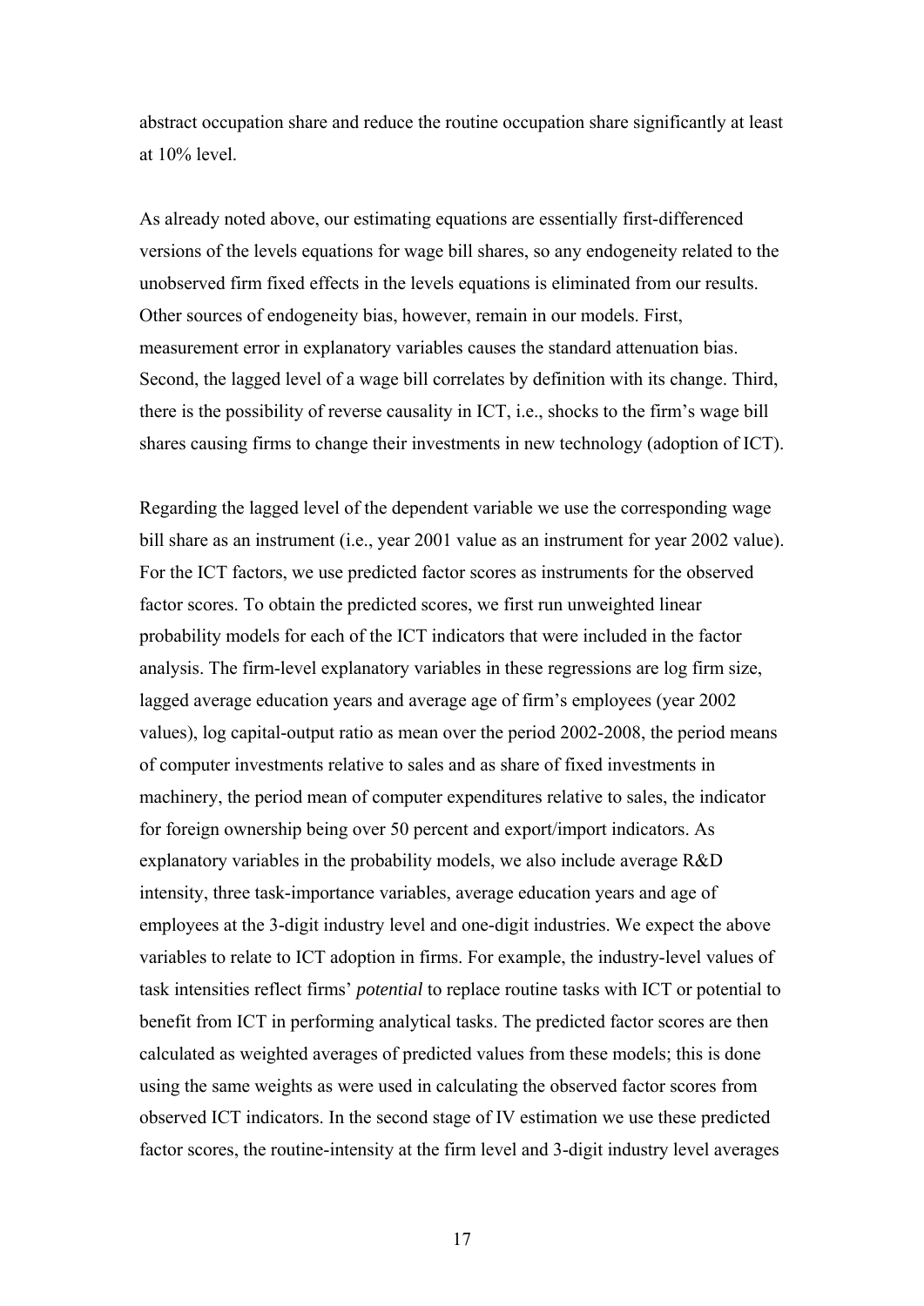abstract occupation share and reduce the routine occupation share significantly at least at 10% level.

As already noted above, our estimating equations are essentially first-differenced versions of the levels equations for wage bill shares, so any endogeneity related to the unobserved firm fixed effects in the levels equations is eliminated from our results. Other sources of endogeneity bias, however, remain in our models. First, measurement error in explanatory variables causes the standard attenuation bias. Second, the lagged level of a wage bill correlates by definition with its change. Third, there is the possibility of reverse causality in ICT, i.e., shocks to the firm's wage bill shares causing firms to change their investments in new technology (adoption of ICT).

Regarding the lagged level of the dependent variable we use the corresponding wage bill share as an instrument (i.e., year 2001 value as an instrument for year 2002 value). For the ICT factors, we use predicted factor scores as instruments for the observed factor scores. To obtain the predicted scores, we first run unweighted linear probability models for each of the ICT indicators that were included in the factor analysis. The firm-level explanatory variables in these regressions are log firm size, lagged average education years and average age of firm's employees (year 2002 values), log capital-output ratio as mean over the period 2002-2008, the period means of computer investments relative to sales and as share of fixed investments in machinery, the period mean of computer expenditures relative to sales, the indicator for foreign ownership being over 50 percent and export/import indicators. As explanatory variables in the probability models, we also include average R&D intensity, three task-importance variables, average education years and age of employees at the 3-digit industry level and one-digit industries. We expect the above variables to relate to ICT adoption in firms. For example, the industry-level values of task intensities reflect firms' *potential* to replace routine tasks with ICT or potential to benefit from ICT in performing analytical tasks. The predicted factor scores are then calculated as weighted averages of predicted values from these models; this is done using the same weights as were used in calculating the observed factor scores from observed ICT indicators. In the second stage of IV estimation we use these predicted factor scores, the routine-intensity at the firm level and 3-digit industry level averages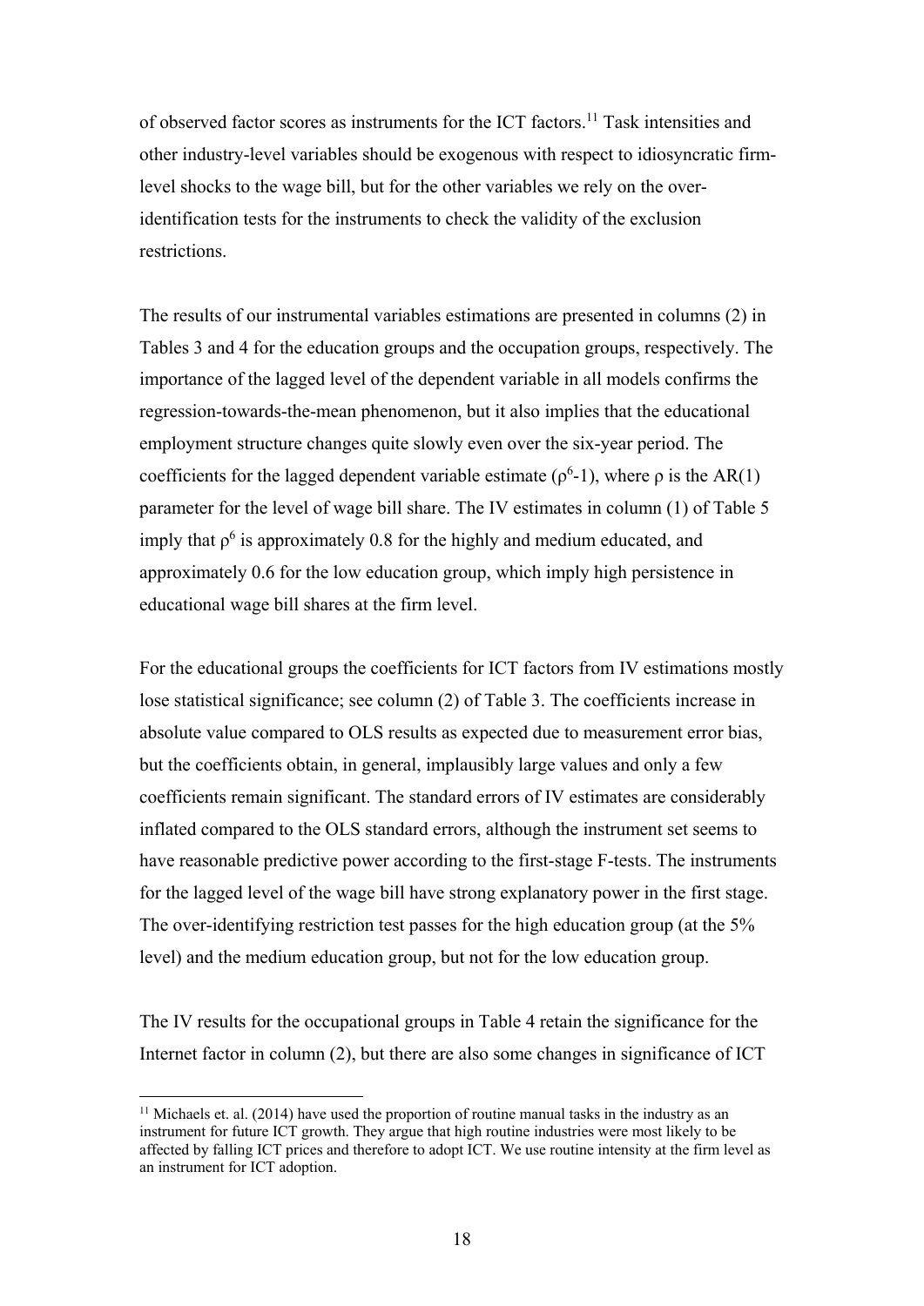of observed factor scores as instruments for the ICT factors.[11] Task intensities and other industry-level variables should be exogenous with respect to idiosyncratic firm-level shocks to the wage bill, but for the other variables we rely on the over-identification tests for the instruments to check the validity of the exclusion restrictions.

The results of our instrumental variables estimations are presented in columns (2) in Tables 3 and 4 for the education groups and the occupation groups, respectively. The importance of the lagged level of the dependent variable in all models confirms the regression-towards-the-mean phenomenon, but it also implies that the educational employment structure changes quite slowly even over the six-year period. The coefficients for the lagged dependent variable estimate ($\rho^6$-1), where $\rho$ is the AR(1) parameter for the level of wage bill share. The IV estimates in column (1) of Table 5 imply that $\rho^6$ is approximately 0.8 for the highly and medium educated, and approximately 0.6 for the low education group, which imply high persistence in educational wage bill shares at the firm level.

For the educational groups the coefficients for ICT factors from IV estimations mostly lose statistical significance; see column (2) of Table 3. The coefficients increase in absolute value compared to OLS results as expected due to measurement error bias, but the coefficients obtain, in general, implausibly large values and only a few coefficients remain significant. The standard errors of IV estimates are considerably inflated compared to the OLS standard errors, although the instrument set seems to have reasonable predictive power according to the first-stage F-tests. The instruments for the lagged level of the wage bill have strong explanatory power in the first stage. The over-identifying restriction test passes for the high education group (at the 5% level) and the medium education group, but not for the low education group.

The IV results for the occupational groups in Table 4 retain the significance for the Internet factor in column (2), but there are also some changes in significance of ICT

[11] Michaels et. al. (2014) have used the proportion of routine manual tasks in the industry as an instrument for future ICT growth. They argue that high routine industries were most likely to be affected by falling ICT prices and therefore to adopt ICT. We use routine intensity at the firm level as an instrument for ICT adoption.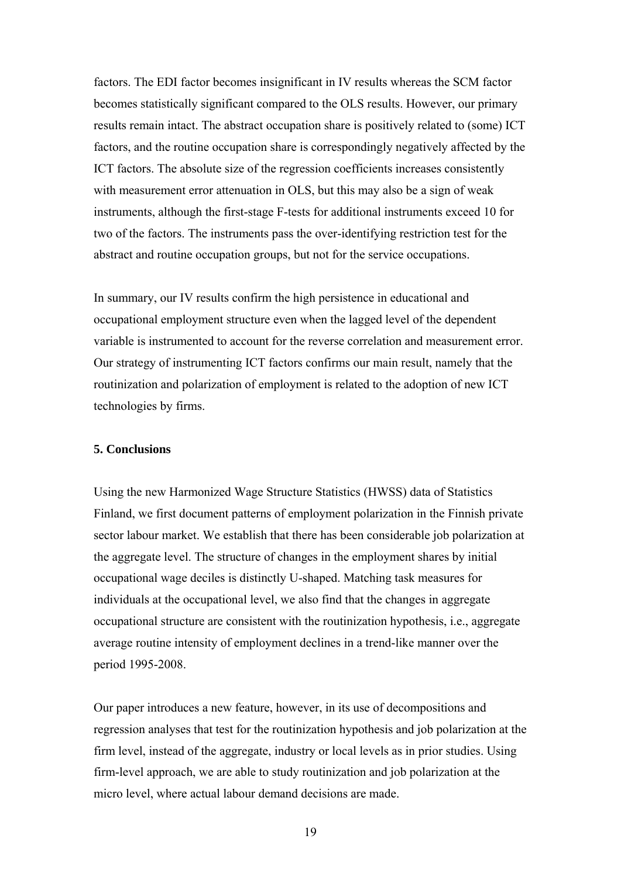factors. The EDI factor becomes insignificant in IV results whereas the SCM factor becomes statistically significant compared to the OLS results. However, our primary results remain intact. The abstract occupation share is positively related to (some) ICT factors, and the routine occupation share is correspondingly negatively affected by the ICT factors. The absolute size of the regression coefficients increases consistently with measurement error attenuation in OLS, but this may also be a sign of weak instruments, although the first-stage F-tests for additional instruments exceed 10 for two of the factors. The instruments pass the over-identifying restriction test for the abstract and routine occupation groups, but not for the service occupations.

In summary, our IV results confirm the high persistence in educational and occupational employment structure even when the lagged level of the dependent variable is instrumented to account for the reverse correlation and measurement error. Our strategy of instrumenting ICT factors confirms our main result, namely that the routinization and polarization of employment is related to the adoption of new ICT technologies by firms.

## 5. Conclusions

Using the new Harmonized Wage Structure Statistics (HWSS) data of Statistics Finland, we first document patterns of employment polarization in the Finnish private sector labour market. We establish that there has been considerable job polarization at the aggregate level. The structure of changes in the employment shares by initial occupational wage deciles is distinctly U-shaped. Matching task measures for individuals at the occupational level, we also find that the changes in aggregate occupational structure are consistent with the routinization hypothesis, i.e., aggregate average routine intensity of employment declines in a trend-like manner over the period 1995-2008.

Our paper introduces a new feature, however, in its use of decompositions and regression analyses that test for the routinization hypothesis and job polarization at the firm level, instead of the aggregate, industry or local levels as in prior studies. Using firm-level approach, we are able to study routinization and job polarization at the micro level, where actual labour demand decisions are made.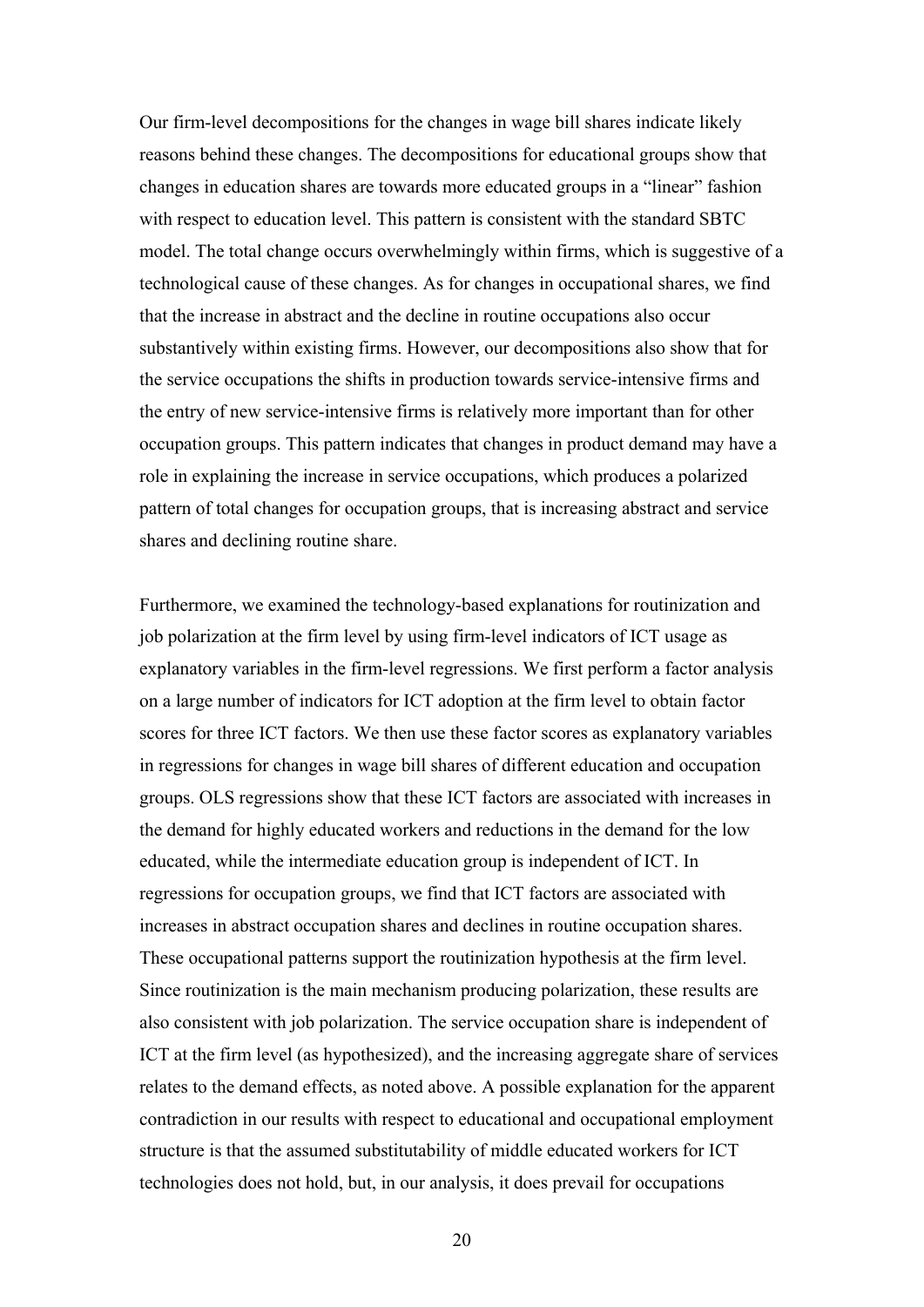Our firm-level decompositions for the changes in wage bill shares indicate likely reasons behind these changes. The decompositions for educational groups show that changes in education shares are towards more educated groups in a "linear" fashion with respect to education level. This pattern is consistent with the standard SBTC model. The total change occurs overwhelmingly within firms, which is suggestive of a technological cause of these changes. As for changes in occupational shares, we find that the increase in abstract and the decline in routine occupations also occur substantively within existing firms. However, our decompositions also show that for the service occupations the shifts in production towards service-intensive firms and the entry of new service-intensive firms is relatively more important than for other occupation groups. This pattern indicates that changes in product demand may have a role in explaining the increase in service occupations, which produces a polarized pattern of total changes for occupation groups, that is increasing abstract and service shares and declining routine share.

Furthermore, we examined the technology-based explanations for routinization and job polarization at the firm level by using firm-level indicators of ICT usage as explanatory variables in the firm-level regressions. We first perform a factor analysis on a large number of indicators for ICT adoption at the firm level to obtain factor scores for three ICT factors. We then use these factor scores as explanatory variables in regressions for changes in wage bill shares of different education and occupation groups. OLS regressions show that these ICT factors are associated with increases in the demand for highly educated workers and reductions in the demand for the low educated, while the intermediate education group is independent of ICT. In regressions for occupation groups, we find that ICT factors are associated with increases in abstract occupation shares and declines in routine occupation shares. These occupational patterns support the routinization hypothesis at the firm level. Since routinization is the main mechanism producing polarization, these results are also consistent with job polarization. The service occupation share is independent of ICT at the firm level (as hypothesized), and the increasing aggregate share of services relates to the demand effects, as noted above. A possible explanation for the apparent contradiction in our results with respect to educational and occupational employment structure is that the assumed substitutability of middle educated workers for ICT technologies does not hold, but, in our analysis, it does prevail for occupations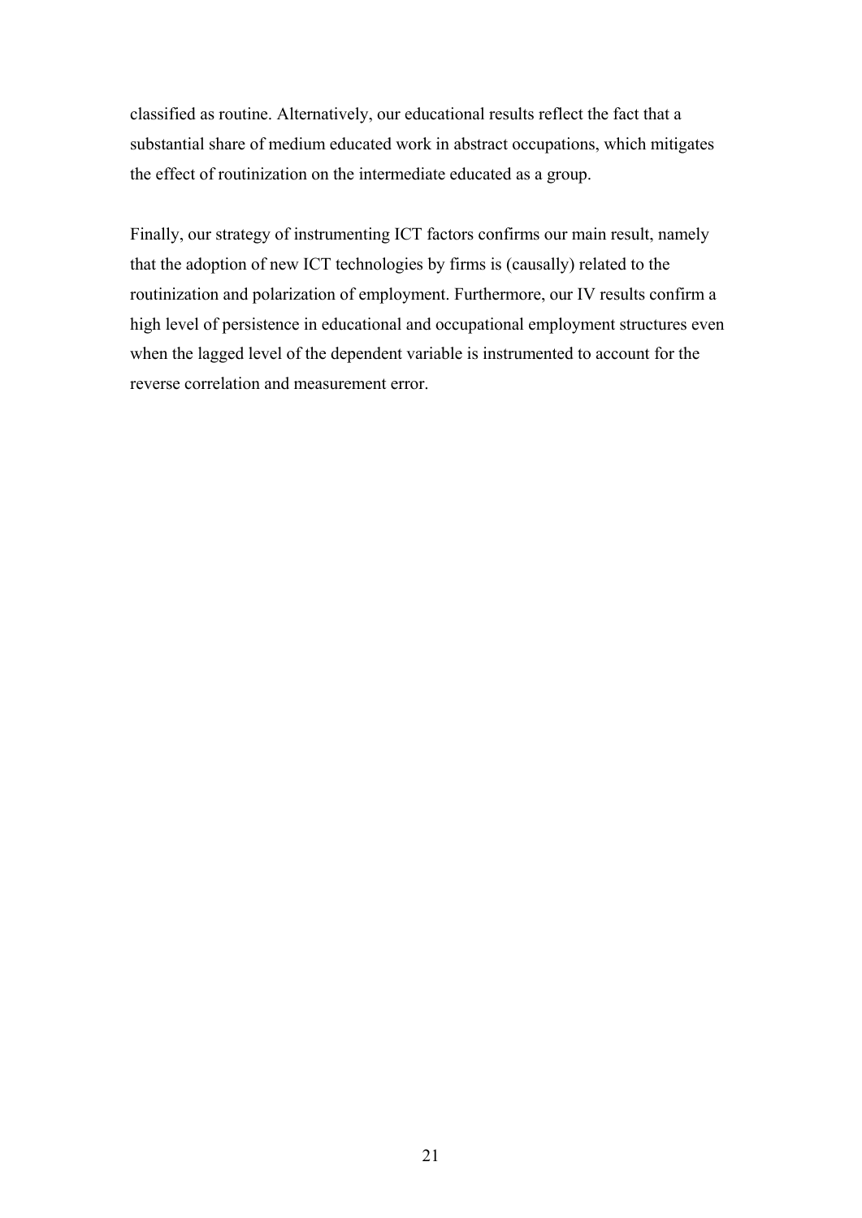classified as routine. Alternatively, our educational results reflect the fact that a substantial share of medium educated work in abstract occupations, which mitigates the effect of routinization on the intermediate educated as a group.

Finally, our strategy of instrumenting ICT factors confirms our main result, namely that the adoption of new ICT technologies by firms is (causally) related to the routinization and polarization of employment. Furthermore, our IV results confirm a high level of persistence in educational and occupational employment structures even when the lagged level of the dependent variable is instrumented to account for the reverse correlation and measurement error.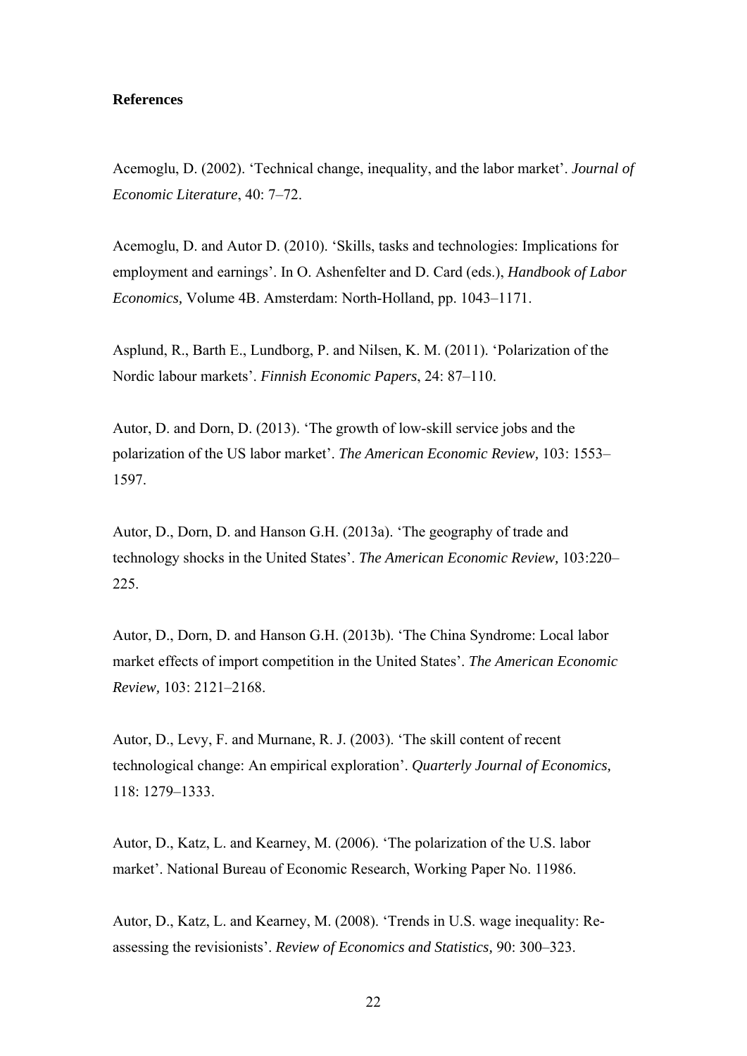**References**

Acemoglu, D. (2002). ‘Technical change, inequality, and the labor market’. *Journal of Economic Literature*, 40: 7–72.

Acemoglu, D. and Autor D. (2010). ‘Skills, tasks and technologies: Implications for employment and earnings’. In O. Ashenfelter and D. Card (eds.), *Handbook of Labor Economics,* Volume 4B. Amsterdam: North-Holland, pp. 1043–1171.

Asplund, R., Barth E., Lundborg, P. and Nilsen, K. M. (2011). ‘Polarization of the Nordic labour markets’. *Finnish Economic Papers*, 24: 87–110.

Autor, D. and Dorn, D. (2013). ‘The growth of low-skill service jobs and the polarization of the US labor market’. *The American Economic Review,* 103: 1553–1597.

Autor, D., Dorn, D. and Hanson G.H. (2013a). ‘The geography of trade and technology shocks in the United States’. *The American Economic Review,* 103:220–225.

Autor, D., Dorn, D. and Hanson G.H. (2013b). ‘The China Syndrome: Local labor market effects of import competition in the United States’. *The American Economic Review,* 103: 2121–2168.

Autor, D., Levy, F. and Murnane, R. J. (2003). ‘The skill content of recent technological change: An empirical exploration’. *Quarterly Journal of Economics,* 118: 1279–1333.

Autor, D., Katz, L. and Kearney, M. (2006). ‘The polarization of the U.S. labor market’. National Bureau of Economic Research, Working Paper No. 11986.

Autor, D., Katz, L. and Kearney, M. (2008). ‘Trends in U.S. wage inequality: Re-assessing the revisionists’. *Review of Economics and Statistics,* 90: 300–323.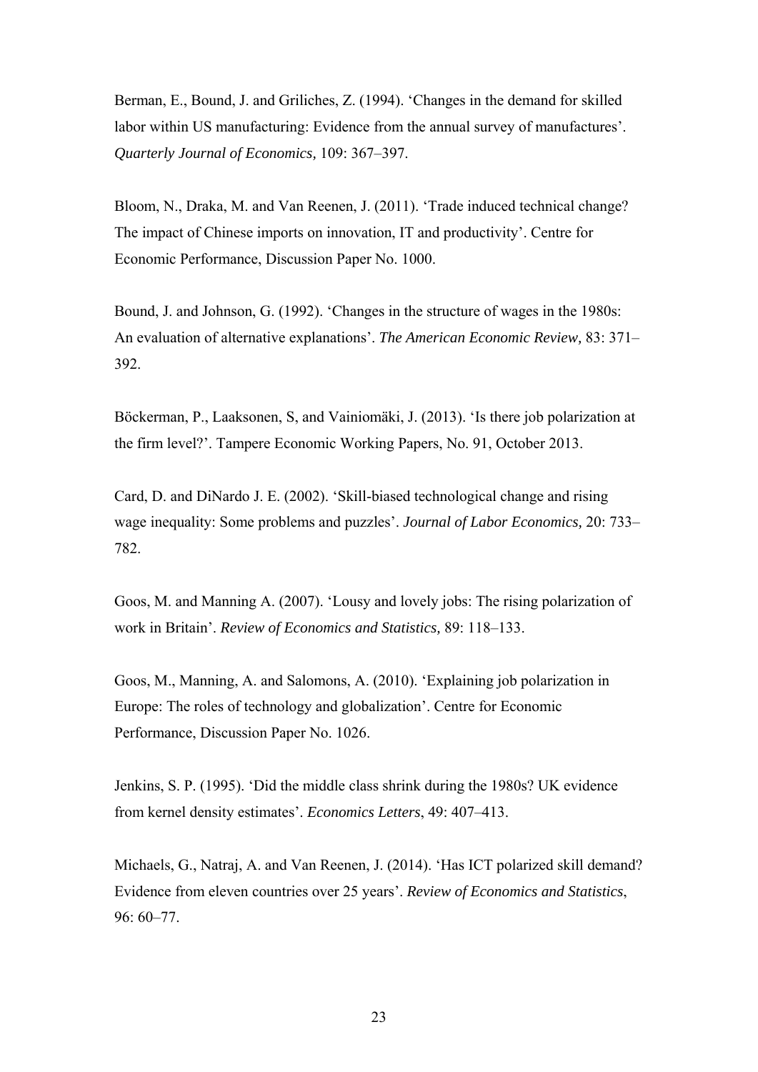Berman, E., Bound, J. and Griliches, Z. (1994). 'Changes in the demand for skilled labor within US manufacturing: Evidence from the annual survey of manufactures'. *Quarterly Journal of Economics,* 109: 367–397.

Bloom, N., Draka, M. and Van Reenen, J. (2011). 'Trade induced technical change? The impact of Chinese imports on innovation, IT and productivity'. Centre for Economic Performance, Discussion Paper No. 1000.

Bound, J. and Johnson, G. (1992). 'Changes in the structure of wages in the 1980s: An evaluation of alternative explanations'. *The American Economic Review,* 83: 371–392.

Böckerman, P., Laaksonen, S, and Vainiomäki, J. (2013). 'Is there job polarization at the firm level?'. Tampere Economic Working Papers, No. 91, October 2013.

Card, D. and DiNardo J. E. (2002). 'Skill-biased technological change and rising wage inequality: Some problems and puzzles'. *Journal of Labor Economics,* 20: 733–782.

Goos, M. and Manning A. (2007). 'Lousy and lovely jobs: The rising polarization of work in Britain'. *Review of Economics and Statistics,* 89: 118–133.

Goos, M., Manning, A. and Salomons, A. (2010). 'Explaining job polarization in Europe: The roles of technology and globalization'. Centre for Economic Performance, Discussion Paper No. 1026.

Jenkins, S. P. (1995). 'Did the middle class shrink during the 1980s? UK evidence from kernel density estimates'. *Economics Letters*, 49: 407–413.

Michaels, G., Natraj, A. and Van Reenen, J. (2014). 'Has ICT polarized skill demand? Evidence from eleven countries over 25 years'. *Review of Economics and Statistics*, 96: 60–77.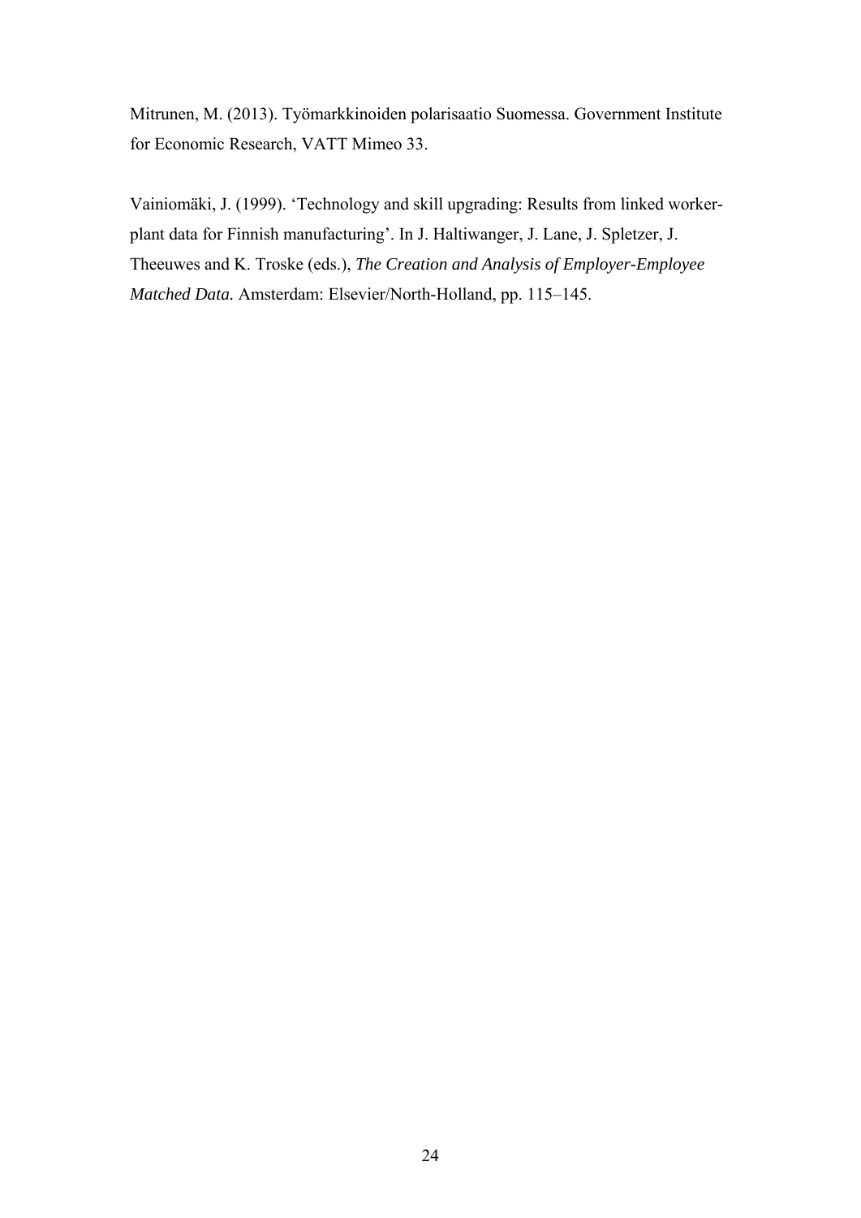Mitrunen, M. (2013). Työmarkkinoiden polarisaatio Suomessa. Government Institute for Economic Research, VATT Mimeo 33.

Vainiomäki, J. (1999). 'Technology and skill upgrading: Results from linked worker-plant data for Finnish manufacturing'. In J. Haltiwanger, J. Lane, J. Spletzer, J. Theeuwes and K. Troske (eds.), *The Creation and Analysis of Employer-Employee Matched Data.* Amsterdam: Elsevier/North-Holland, pp. 115–145.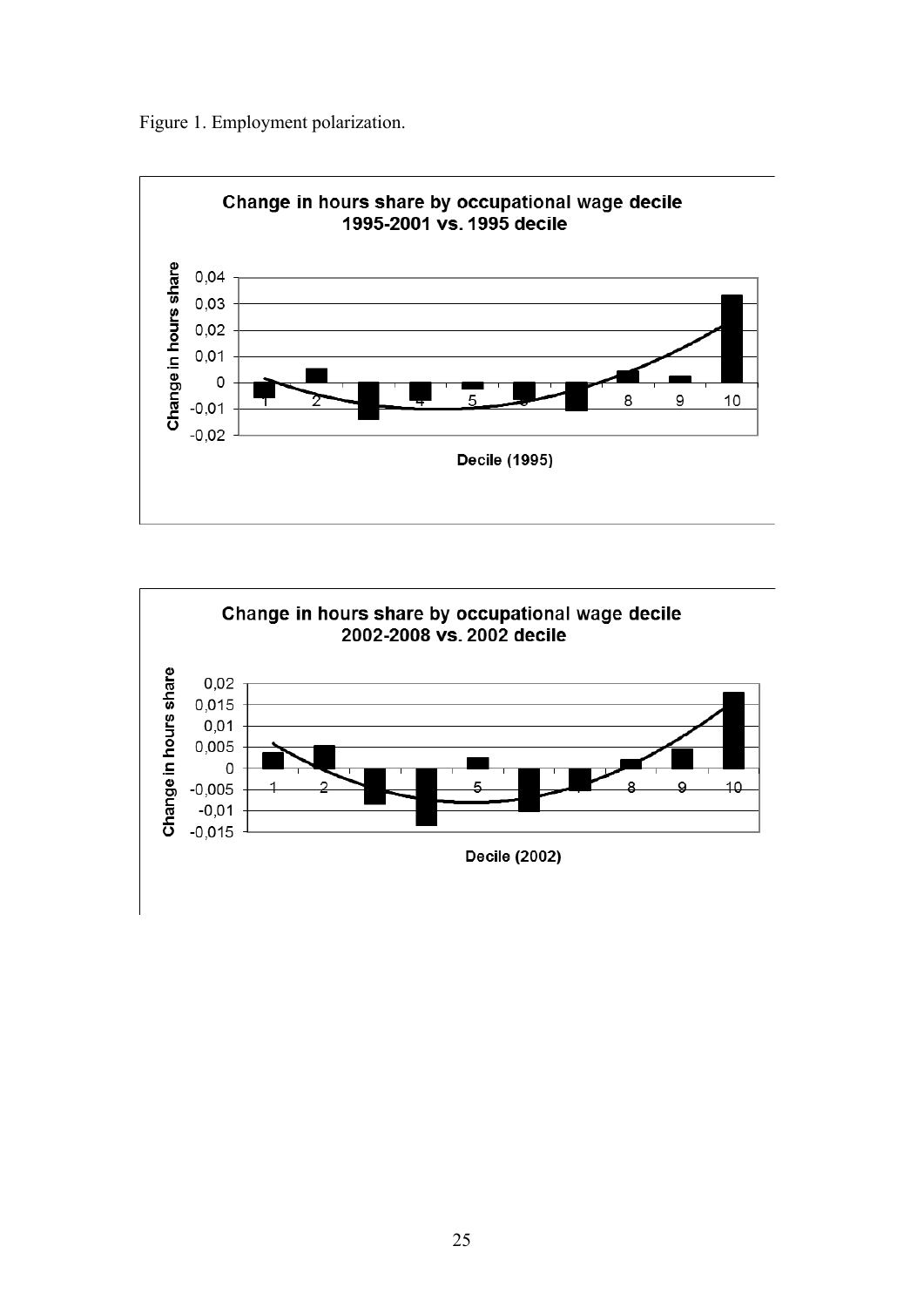Figure 1. Employment polarization.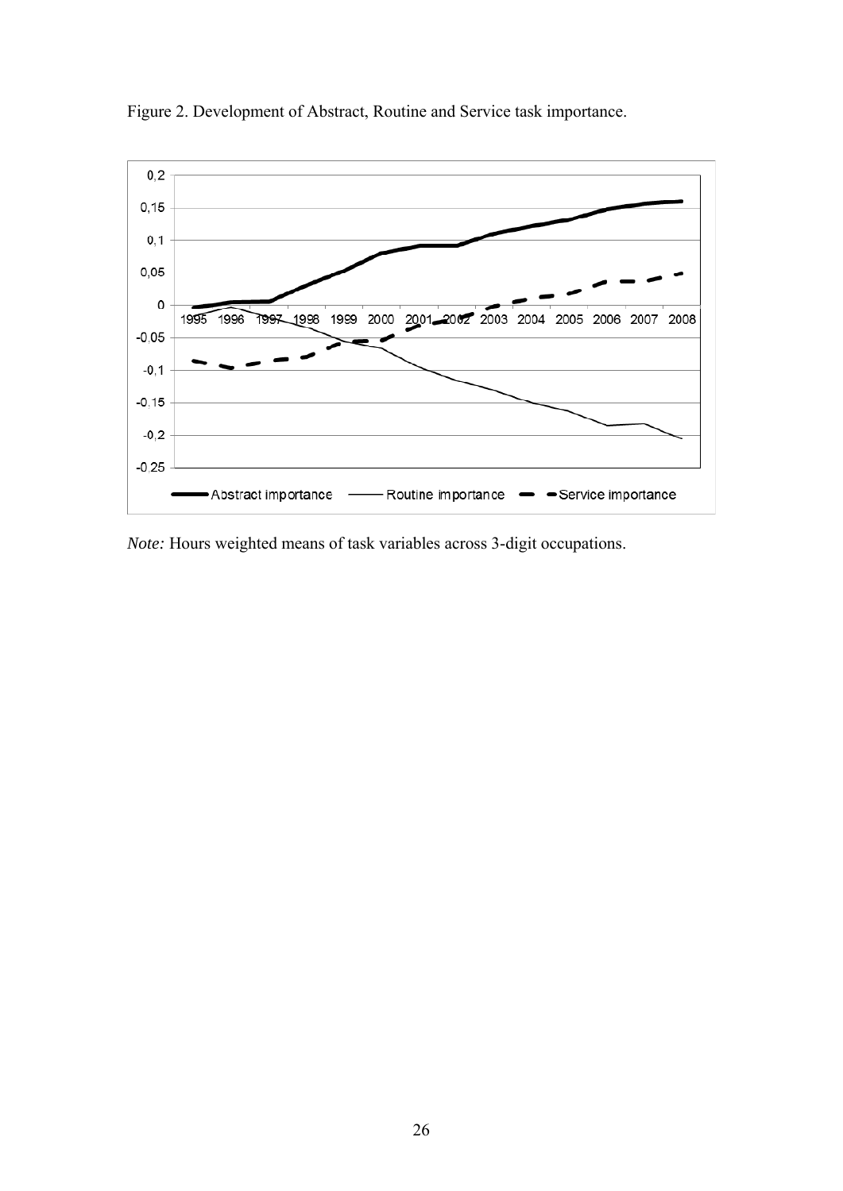Figure 2. Development of Abstract, Routine and Service task importance.

*Note:* Hours weighted means of task variables across 3-digit occupations.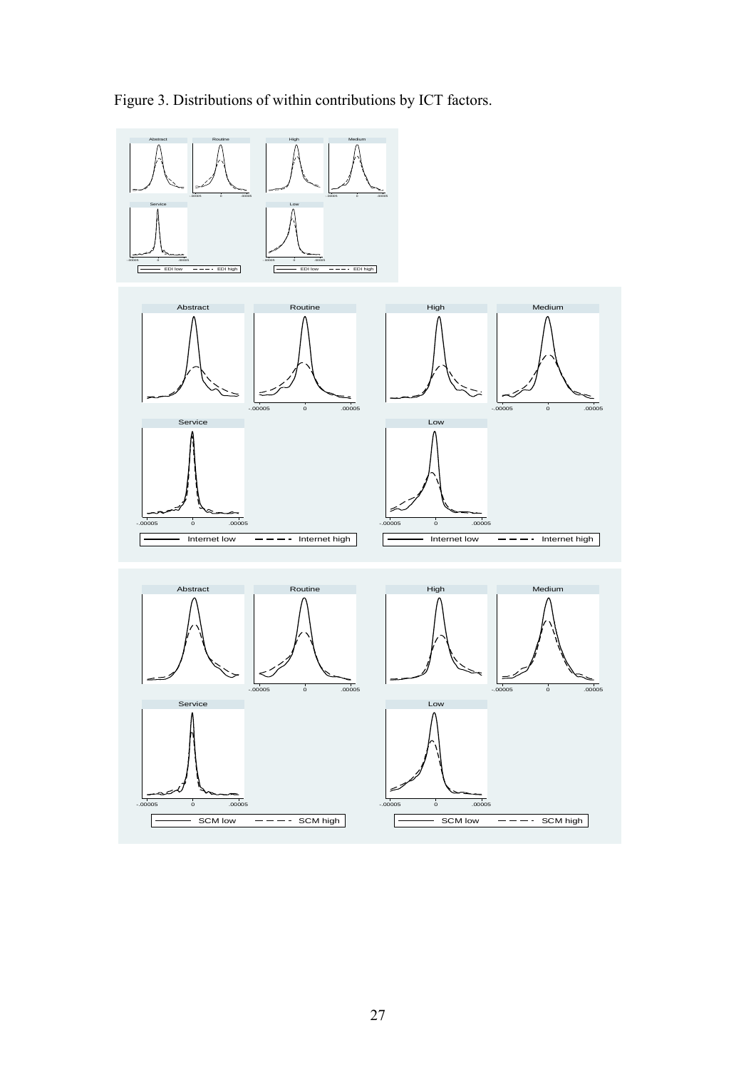Figure 3. Distributions of within contributions by ICT factors.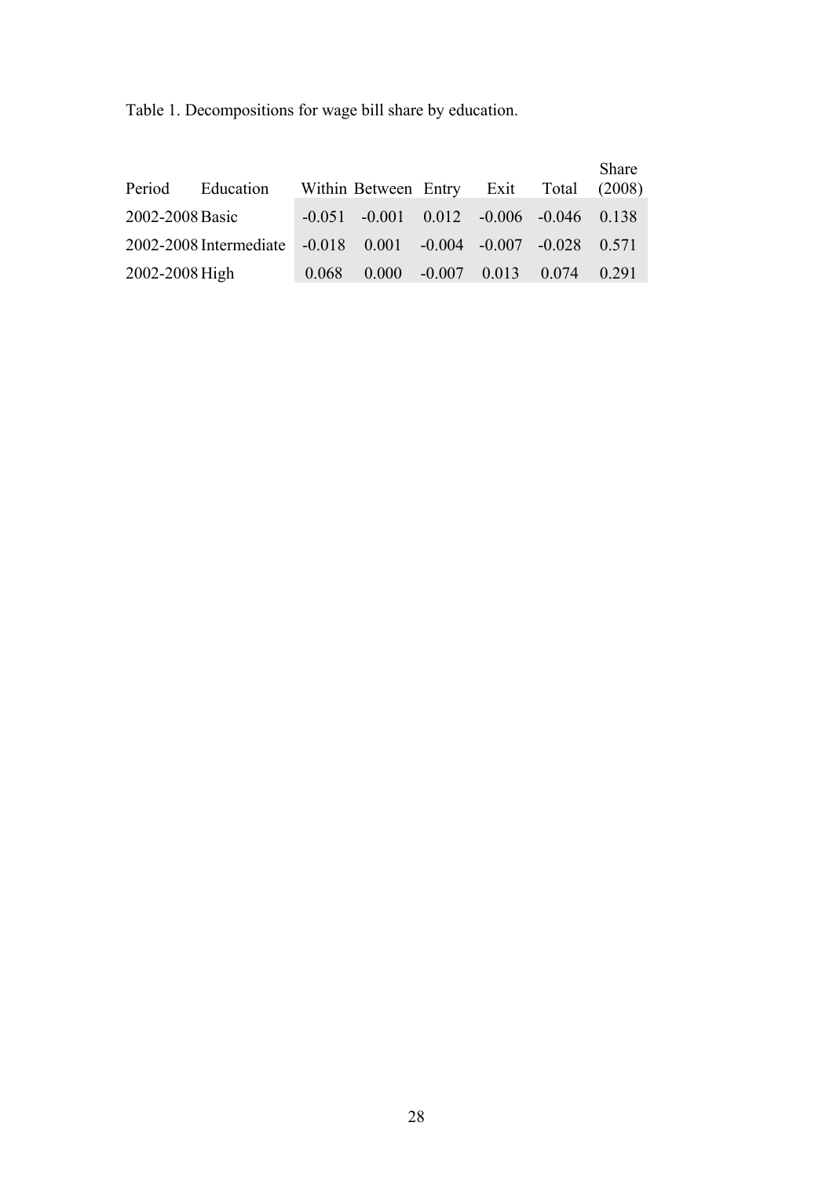Table 1. Decompositions for wage bill share by education.

| Period | Education | Within | Between | Entry | Exit | Total | Share (2008) |
|---|---|---|---|---|---|---|---|
| 2002-2008 | Basic | -0.051 | -0.001 | 0.012 | -0.006 | -0.046 | 0.138 |
| 2002-2008 | Intermediate | -0.018 | 0.001 | -0.004 | -0.007 | -0.028 | 0.571 |
| 2002-2008 | High | 0.068 | 0.000 | -0.007 | 0.013 | 0.074 | 0.291 |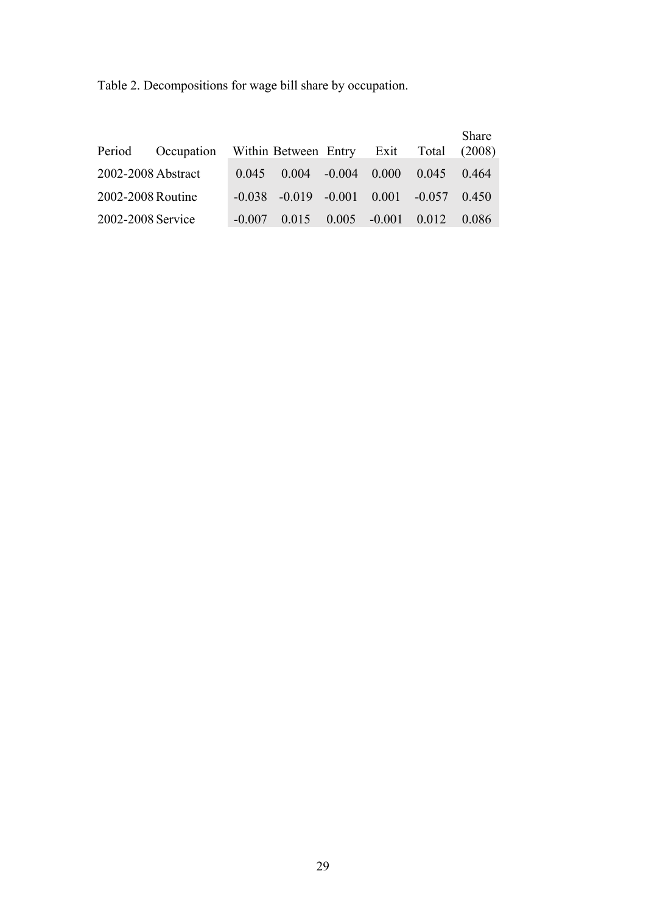Table 2. Decompositions for wage bill share by occupation.

| Period | Occupation | Within | Between | Entry | Exit | Total | Share (2008) |
|---|---|---|---|---|---|---|---|
| 2002-2008 | Abstract | 0.045 | 0.004 | -0.004 | 0.000 | 0.045 | 0.464 |
| 2002-2008 | Routine | -0.038 | -0.019 | -0.001 | 0.001 | -0.057 | 0.450 |
| 2002-2008 | Service | -0.007 | 0.015 | 0.005 | -0.001 | 0.012 | 0.086 |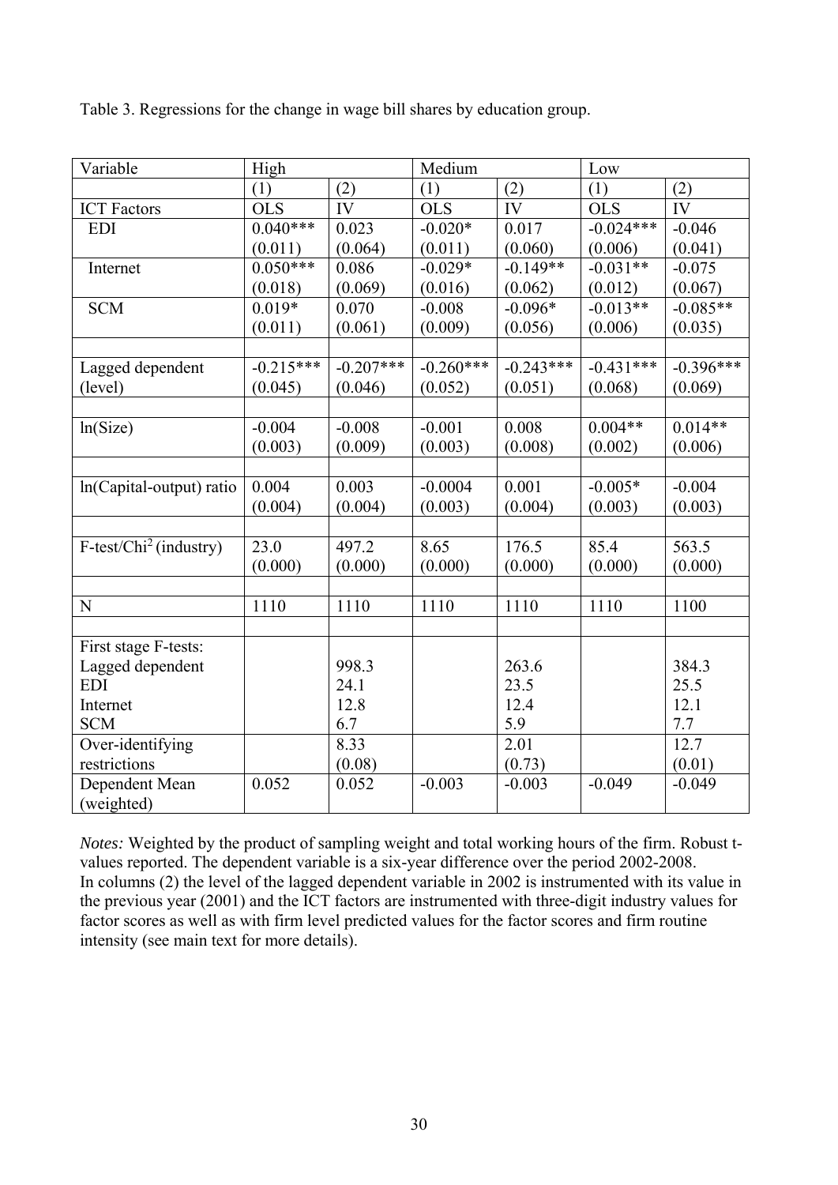Table 3. Regressions for the change in wage bill shares by education group.

| Variable | High | | Medium | | Low | |
|---|---|---|---|---|---|---|
| | (1) | (2) | (1) | (2) | (1) | (2) |
| ICT Factors | OLS | IV | OLS | IV | OLS | IV |
| EDI | 0.040*** | 0.023 | -0.020* | 0.017 | -0.024*** | -0.046 |
| | (0.011) | (0.064) | (0.011) | (0.060) | (0.006) | (0.041) |
| Internet | 0.050*** | 0.086 | -0.029* | -0.149** | -0.031** | -0.075 |
| | (0.018) | (0.069) | (0.016) | (0.062) | (0.012) | (0.067) |
| SCM | 0.019* | 0.070 | -0.008 | -0.096* | -0.013** | -0.085** |
| | (0.011) | (0.061) | (0.009) | (0.056) | (0.006) | (0.035) |
| | | | | | | |
| Lagged dependent (level) | -0.215*** | -0.207*** | -0.260*** | -0.243*** | -0.431*** | -0.396*** |
| | (0.045) | (0.046) | (0.052) | (0.051) | (0.068) | (0.069) |
| | | | | | | |
| ln(Size) | -0.004 | -0.008 | -0.001 | 0.008 | 0.004** | 0.014** |
| | (0.003) | (0.009) | (0.003) | (0.008) | (0.002) | (0.006) |
| | | | | | | |
| ln(Capital-output) ratio | 0.004 | 0.003 | -0.0004 | 0.001 | -0.005* | -0.004 |
| | (0.004) | (0.004) | (0.003) | (0.004) | (0.003) | (0.003) |
| | | | | | | |
| F-test/Chi$^2$ (industry) | 23.0 | 497.2 | 8.65 | 176.5 | 85.4 | 563.5 |
| | (0.000) | (0.000) | (0.000) | (0.000) | (0.000) | (0.000) |
| | | | | | | |
| N | 1110 | 1110 | 1110 | 1110 | 1110 | 1100 |
| | | | | | | |
| First stage F-tests: | | | | | | |
| Lagged dependent | | 998.3 | | 263.6 | | 384.3 |
| EDI | | 24.1 | | 23.5 | | 25.5 |
| Internet | | 12.8 | | 12.4 | | 12.1 |
| SCM | | 6.7 | | 5.9 | | 7.7 |
| Over-identifying restrictions | | 8.33 | | 2.01 | | 12.7 |
| | | (0.08) | | (0.73) | | (0.01) |
| Dependent Mean (weighted) | 0.052 | 0.052 | -0.003 | -0.003 | -0.049 | -0.049 |

*Notes:* Weighted by the product of sampling weight and total working hours of the firm. Robust t-values reported. The dependent variable is a six-year difference over the period 2002-2008. In columns (2) the level of the lagged dependent variable in 2002 is instrumented with its value in the previous year (2001) and the ICT factors are instrumented with three-digit industry values for factor scores as well as with firm level predicted values for the factor scores and firm routine intensity (see main text for more details).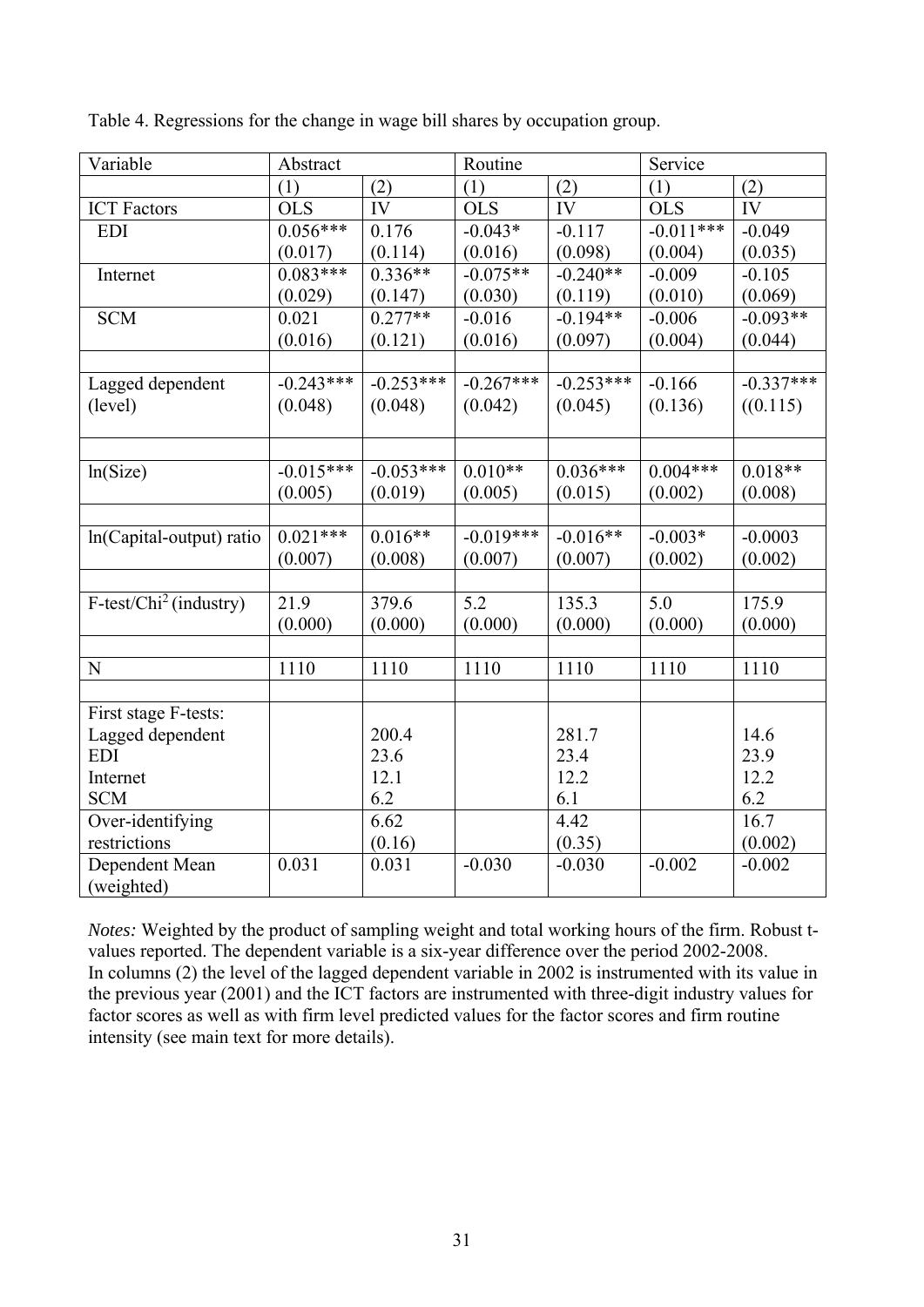Table 4. Regressions for the change in wage bill shares by occupation group.

| Variable | Abstract | | Routine | | Service | |
|---|---|---|---|---|---|---|
| | (1) | (2) | (1) | (2) | (1) | (2) |
| ICT Factors | OLS | IV | OLS | IV | OLS | IV |
| EDI | 0.056***<br>(0.017) | 0.176<br>(0.114) | -0.043*<br>(0.016) | -0.117<br>(0.098) | -0.011***<br>(0.004) | -0.049<br>(0.035) |
| Internet | 0.083***<br>(0.029) | 0.336**<br>(0.147) | -0.075**<br>(0.030) | -0.240**<br>(0.119) | -0.009<br>(0.010) | -0.105<br>(0.069) |
| SCM | 0.021<br>(0.016) | 0.277**<br>(0.121) | -0.016<br>(0.016) | -0.194**<br>(0.097) | -0.006<br>(0.004) | -0.093**<br>(0.044) |
| | | | | | | |
| Lagged dependent (level) | -0.243***<br>(0.048) | -0.253***<br>(0.048) | -0.267***<br>(0.042) | -0.253***<br>(0.045) | -0.166<br>(0.136) | -0.337***<br>((0.115) |
| | | | | | | |
| ln(Size) | -0.015***<br>(0.005) | -0.053***<br>(0.019) | 0.010**<br>(0.005) | 0.036***<br>(0.015) | 0.004***<br>(0.002) | 0.018**<br>(0.008) |
| | | | | | | |
| ln(Capital-output) ratio | 0.021***<br>(0.007) | 0.016**<br>(0.008) | -0.019***<br>(0.007) | -0.016**<br>(0.007) | -0.003*<br>(0.002) | -0.0003<br>(0.002) |
| | | | | | | |
| F-test/Chi$^2$ (industry) | 21.9<br>(0.000) | 379.6<br>(0.000) | 5.2<br>(0.000) | 135.3<br>(0.000) | 5.0<br>(0.000) | 175.9<br>(0.000) |
| | | | | | | |
| N | 1110 | 1110 | 1110 | 1110 | 1110 | 1110 |
| | | | | | | |
| First stage F-tests:<br>Lagged dependent<br>EDI<br>Internet<br>SCM | | <br>200.4<br>23.6<br>12.1<br>6.2 | | <br>281.7<br>23.4<br>12.2<br>6.1 | | <br>14.6<br>23.9<br>12.2<br>6.2 |
| Over-identifying restrictions | | 6.62<br>(0.16) | | 4.42<br>(0.35) | | 16.7<br>(0.002) |
| Dependent Mean (weighted) | 0.031 | 0.031 | -0.030 | -0.030 | -0.002 | -0.002 |

*Notes:* Weighted by the product of sampling weight and total working hours of the firm. Robust t-values reported. The dependent variable is a six-year difference over the period 2002-2008.
In columns (2) the level of the lagged dependent variable in 2002 is instrumented with its value in the previous year (2001) and the ICT factors are instrumented with three-digit industry values for factor scores as well as with firm level predicted values for the factor scores and firm routine intensity (see main text for more details).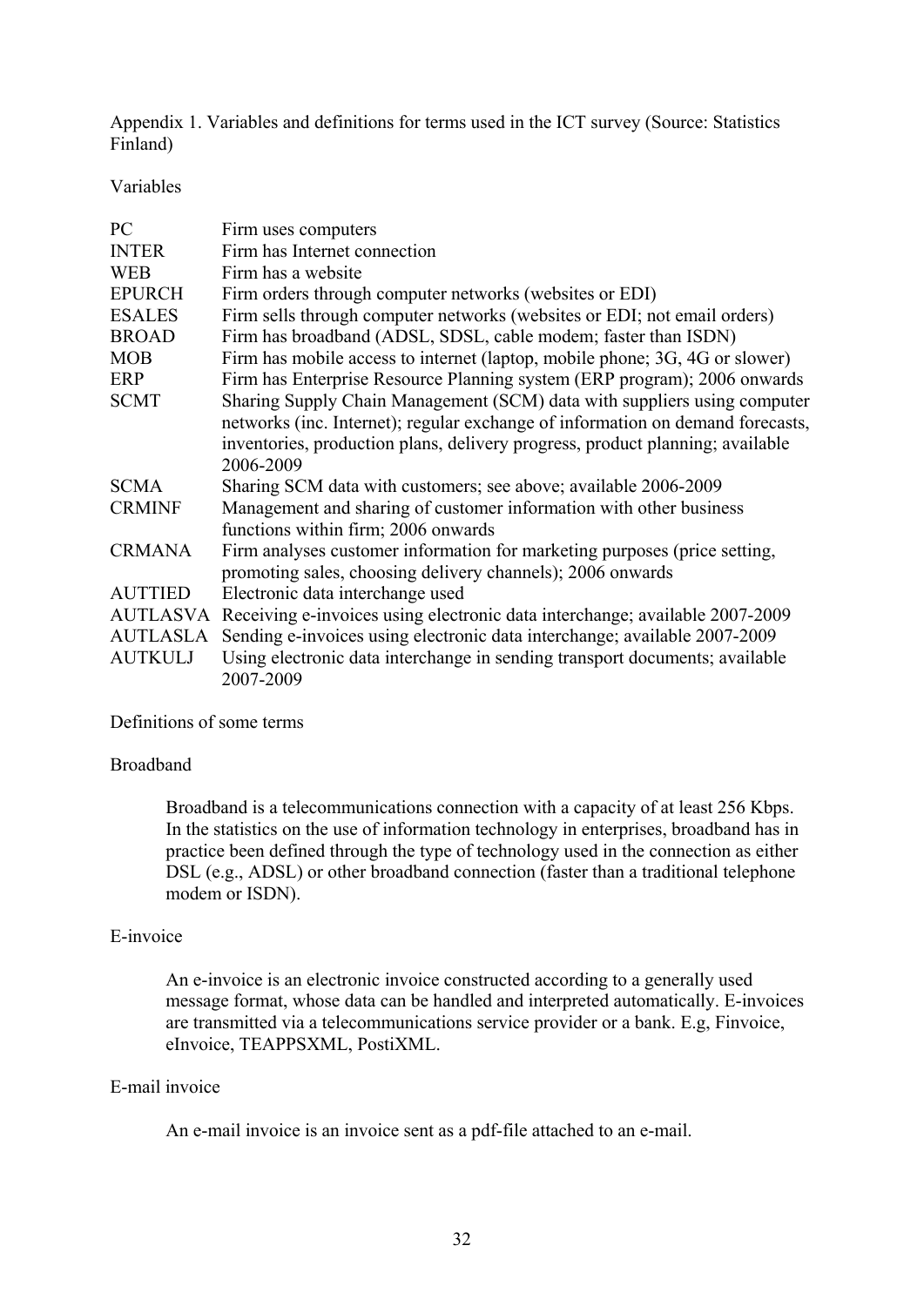Appendix 1. Variables and definitions for terms used in the ICT survey (Source: Statistics Finland)

Variables

| | |
|---|---|
| PC | Firm uses computers |
| INTER | Firm has Internet connection |
| WEB | Firm has a website |
| EPURCH | Firm orders through computer networks (websites or EDI) |
| ESALES | Firm sells through computer networks (websites or EDI; not email orders) |
| BROAD | Firm has broadband (ADSL, SDSL, cable modem; faster than ISDN) |
| MOB | Firm has mobile access to internet (laptop, mobile phone; 3G, 4G or slower) |
| ERP | Firm has Enterprise Resource Planning system (ERP program); 2006 onwards |
| SCMT | Sharing Supply Chain Management (SCM) data with suppliers using computer networks (inc. Internet); regular exchange of information on demand forecasts, inventories, production plans, delivery progress, product planning; available 2006-2009 |
| SCMA | Sharing SCM data with customers; see above; available 2006-2009 |
| CRMINF | Management and sharing of customer information with other business functions within firm; 2006 onwards |
| CRMANA | Firm analyses customer information for marketing purposes (price setting, promoting sales, choosing delivery channels); 2006 onwards |
| AUTTIED | Electronic data interchange used |
| AUTLASVA | Receiving e-invoices using electronic data interchange; available 2007-2009 |
| AUTLASLA | Sending e-invoices using electronic data interchange; available 2007-2009 |
| AUTKULJ | Using electronic data interchange in sending transport documents; available 2007-2009 |

Definitions of some terms

Broadband

Broadband is a telecommunications connection with a capacity of at least 256 Kbps. In the statistics on the use of information technology in enterprises, broadband has in practice been defined through the type of technology used in the connection as either DSL (e.g., ADSL) or other broadband connection (faster than a traditional telephone modem or ISDN).

E-invoice

An e-invoice is an electronic invoice constructed according to a generally used message format, whose data can be handled and interpreted automatically. E-invoices are transmitted via a telecommunications service provider or a bank. E.g, Finvoice, eInvoice, TEAPPSXML, PostiXML.

E-mail invoice

An e-mail invoice is an invoice sent as a pdf-file attached to an e-mail.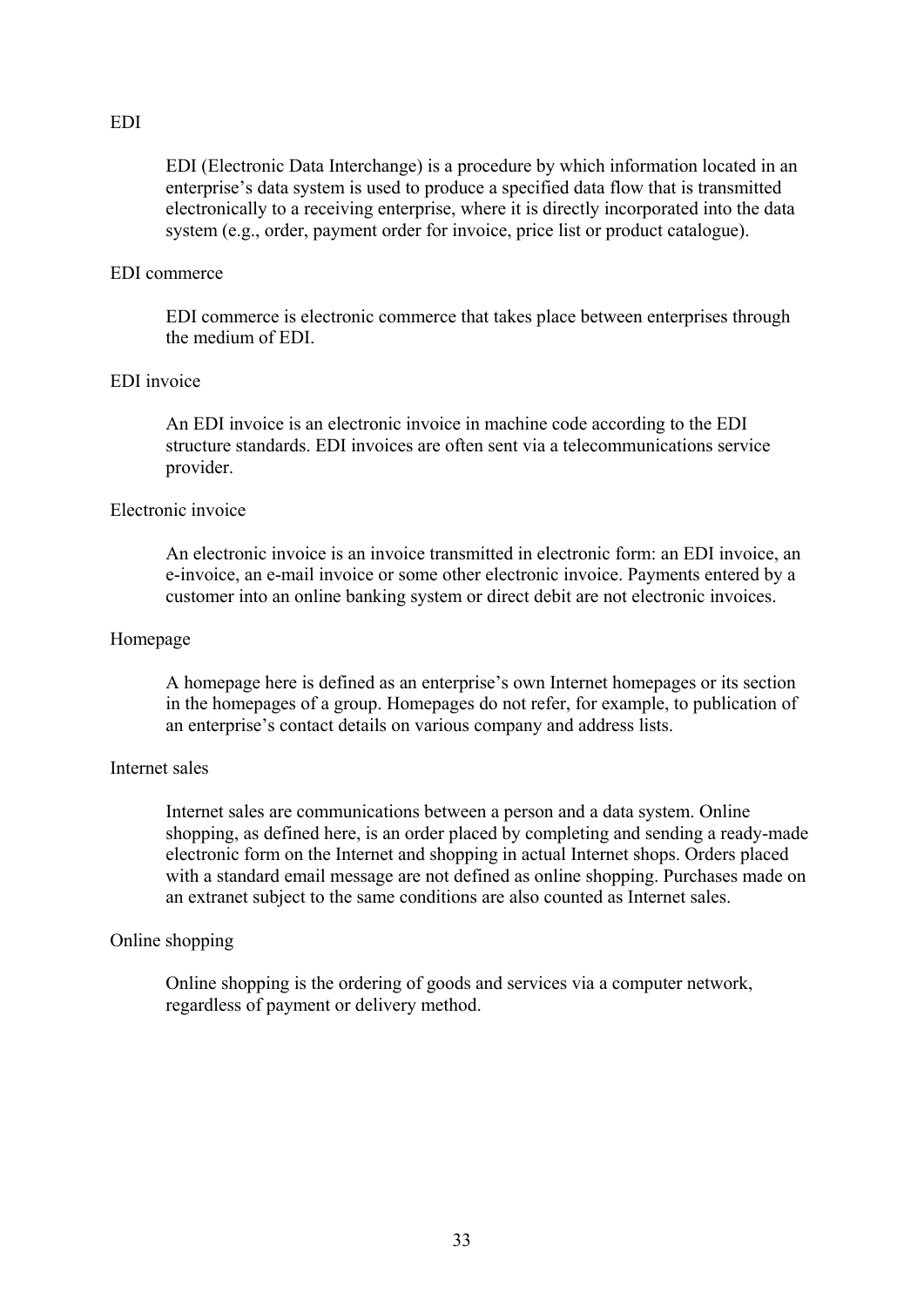EDI

EDI (Electronic Data Interchange) is a procedure by which information located in an enterprise's data system is used to produce a specified data flow that is transmitted electronically to a receiving enterprise, where it is directly incorporated into the data system (e.g., order, payment order for invoice, price list or product catalogue).

EDI commerce

EDI commerce is electronic commerce that takes place between enterprises through the medium of EDI.

EDI invoice

An EDI invoice is an electronic invoice in machine code according to the EDI structure standards. EDI invoices are often sent via a telecommunications service provider.

Electronic invoice

An electronic invoice is an invoice transmitted in electronic form: an EDI invoice, an e-invoice, an e-mail invoice or some other electronic invoice. Payments entered by a customer into an online banking system or direct debit are not electronic invoices.

Homepage

A homepage here is defined as an enterprise's own Internet homepages or its section in the homepages of a group. Homepages do not refer, for example, to publication of an enterprise's contact details on various company and address lists.

Internet sales

Internet sales are communications between a person and a data system. Online shopping, as defined here, is an order placed by completing and sending a ready-made electronic form on the Internet and shopping in actual Internet shops. Orders placed with a standard email message are not defined as online shopping. Purchases made on an extranet subject to the same conditions are also counted as Internet sales.

Online shopping

Online shopping is the ordering of goods and services via a computer network, regardless of payment or delivery method.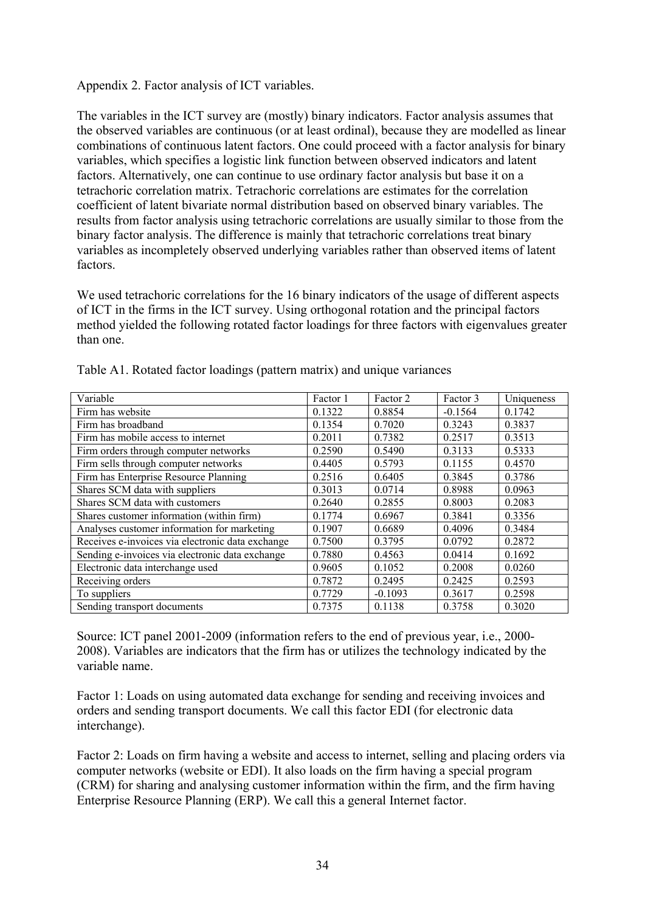Appendix 2. Factor analysis of ICT variables.

The variables in the ICT survey are (mostly) binary indicators. Factor analysis assumes that the observed variables are continuous (or at least ordinal), because they are modelled as linear combinations of continuous latent factors. One could proceed with a factor analysis for binary variables, which specifies a logistic link function between observed indicators and latent factors. Alternatively, one can continue to use ordinary factor analysis but base it on a tetrachoric correlation matrix. Tetrachoric correlations are estimates for the correlation coefficient of latent bivariate normal distribution based on observed binary variables. The results from factor analysis using tetrachoric correlations are usually similar to those from the binary factor analysis. The difference is mainly that tetrachoric correlations treat binary variables as incompletely observed underlying variables rather than observed items of latent factors.

We used tetrachoric correlations for the 16 binary indicators of the usage of different aspects of ICT in the firms in the ICT survey. Using orthogonal rotation and the principal factors method yielded the following rotated factor loadings for three factors with eigenvalues greater than one.

Table A1. Rotated factor loadings (pattern matrix) and unique variances

| Variable | Factor 1 | Factor 2 | Factor 3 | Uniqueness |
|---|---|---|---|---|
| Firm has website | 0.1322 | 0.8854 | -0.1564 | 0.1742 |
| Firm has broadband | 0.1354 | 0.7020 | 0.3243 | 0.3837 |
| Firm has mobile access to internet | 0.2011 | 0.7382 | 0.2517 | 0.3513 |
| Firm orders through computer networks | 0.2590 | 0.5490 | 0.3133 | 0.5333 |
| Firm sells through computer networks | 0.4405 | 0.5793 | 0.1155 | 0.4570 |
| Firm has Enterprise Resource Planning | 0.2516 | 0.6405 | 0.3845 | 0.3786 |
| Shares SCM data with suppliers | 0.3013 | 0.0714 | 0.8988 | 0.0963 |
| Shares SCM data with customers | 0.2640 | 0.2855 | 0.8003 | 0.2083 |
| Shares customer information (within firm) | 0.1774 | 0.6967 | 0.3841 | 0.3356 |
| Analyses customer information for marketing | 0.1907 | 0.6689 | 0.4096 | 0.3484 |
| Receives e-invoices via electronic data exchange | 0.7500 | 0.3795 | 0.0792 | 0.2872 |
| Sending e-invoices via electronic data exchange | 0.7880 | 0.4563 | 0.0414 | 0.1692 |
| Electronic data interchange used | 0.9605 | 0.1052 | 0.2008 | 0.0260 |
| Receiving orders | 0.7872 | 0.2495 | 0.2425 | 0.2593 |
| To suppliers | 0.7729 | -0.1093 | 0.3617 | 0.2598 |
| Sending transport documents | 0.7375 | 0.1138 | 0.3758 | 0.3020 |

Source: ICT panel 2001-2009 (information refers to the end of previous year, i.e., 2000-2008). Variables are indicators that the firm has or utilizes the technology indicated by the variable name.

Factor 1: Loads on using automated data exchange for sending and receiving invoices and orders and sending transport documents. We call this factor EDI (for electronic data interchange).

Factor 2: Loads on firm having a website and access to internet, selling and placing orders via computer networks (website or EDI). It also loads on the firm having a special program (CRM) for sharing and analysing customer information within the firm, and the firm having Enterprise Resource Planning (ERP). We call this a general Internet factor.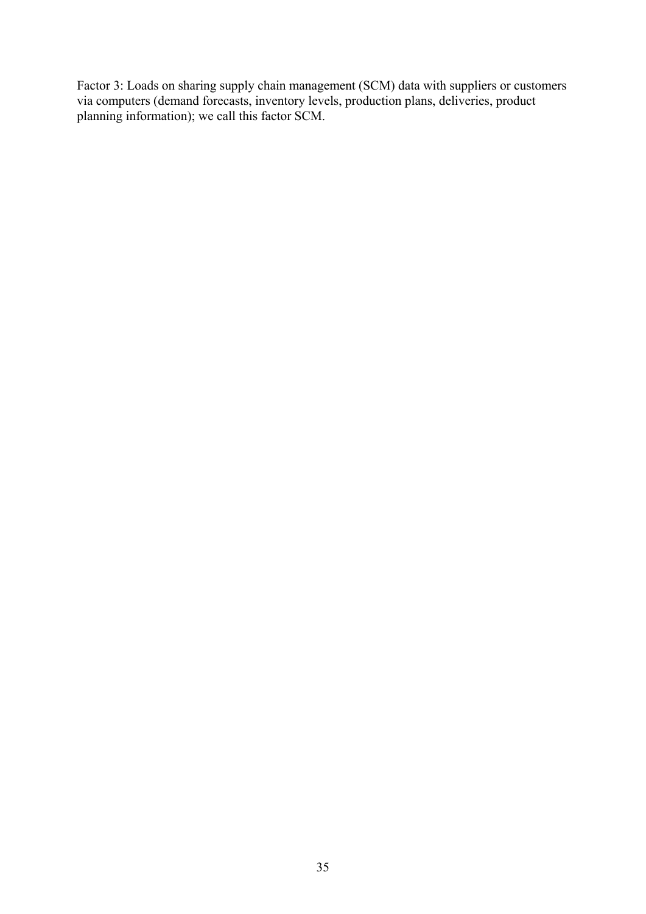Factor 3: Loads on sharing supply chain management (SCM) data with suppliers or customers via computers (demand forecasts, inventory levels, production plans, deliveries, product planning information); we call this factor SCM.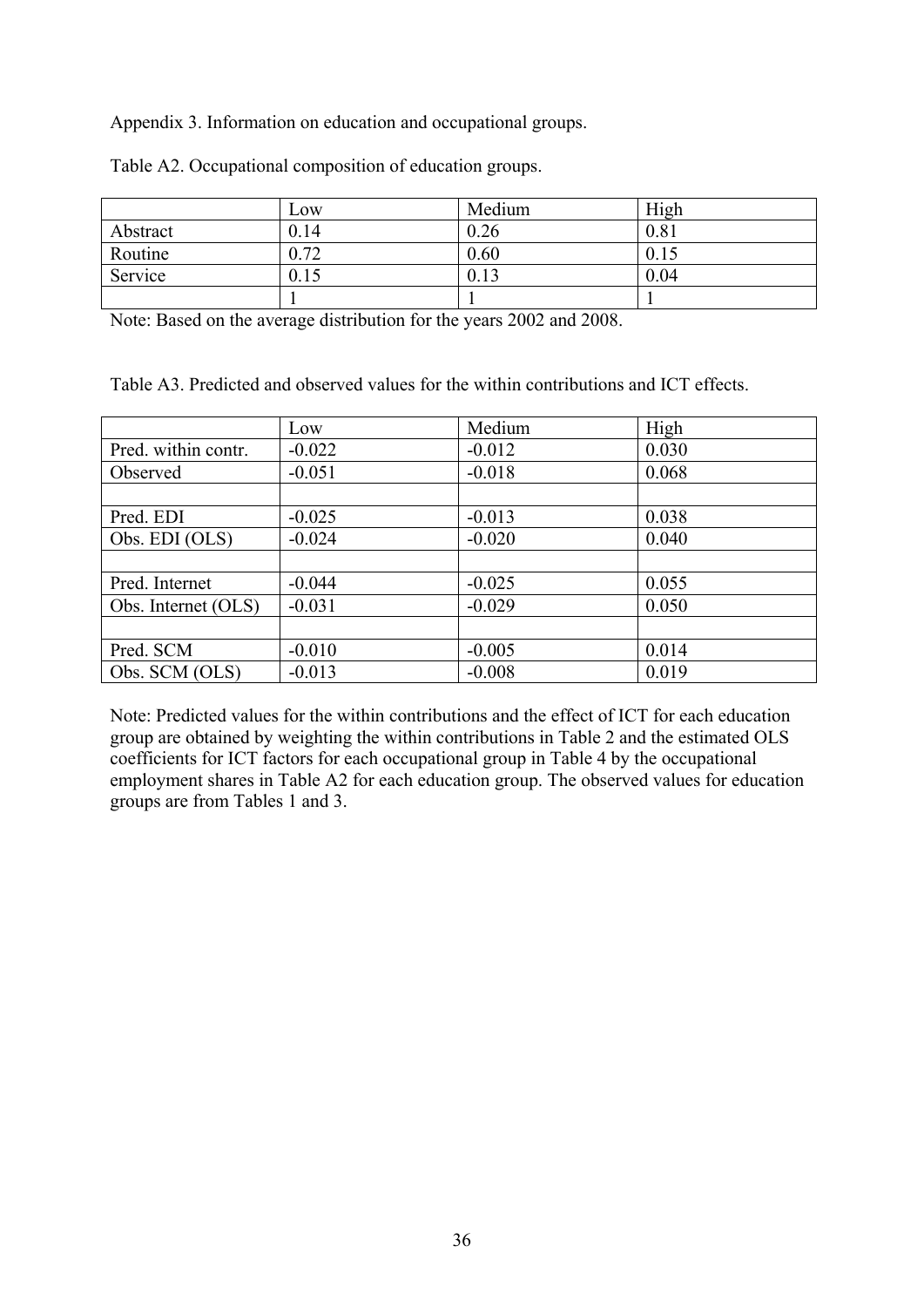Appendix 3. Information on education and occupational groups.

Table A2. Occupational composition of education groups.

| | Low | Medium | High |
|---|---|---|---|
| Abstract | 0.14 | 0.26 | 0.81 |
| Routine | 0.72 | 0.60 | 0.15 |
| Service | 0.15 | 0.13 | 0.04 |
| | 1 | 1 | 1 |

Note: Based on the average distribution for the years 2002 and 2008.

Table A3. Predicted and observed values for the within contributions and ICT effects.

| | Low | Medium | High |
|---|---|---|---|
| Pred. within contr. | -0.022 | -0.012 | 0.030 |
| Observed | -0.051 | -0.018 | 0.068 |
| | | | |
| Pred. EDI | -0.025 | -0.013 | 0.038 |
| Obs. EDI (OLS) | -0.024 | -0.020 | 0.040 |
| | | | |
| Pred. Internet | -0.044 | -0.025 | 0.055 |
| Obs. Internet (OLS) | -0.031 | -0.029 | 0.050 |
| | | | |
| Pred. SCM | -0.010 | -0.005 | 0.014 |
| Obs. SCM (OLS) | -0.013 | -0.008 | 0.019 |

Note: Predicted values for the within contributions and the effect of ICT for each education group are obtained by weighting the within contributions in Table 2 and the estimated OLS coefficients for ICT factors for each occupational group in Table 4 by the occupational employment shares in Table A2 for each education group. The observed values for education groups are from Tables 1 and 3.